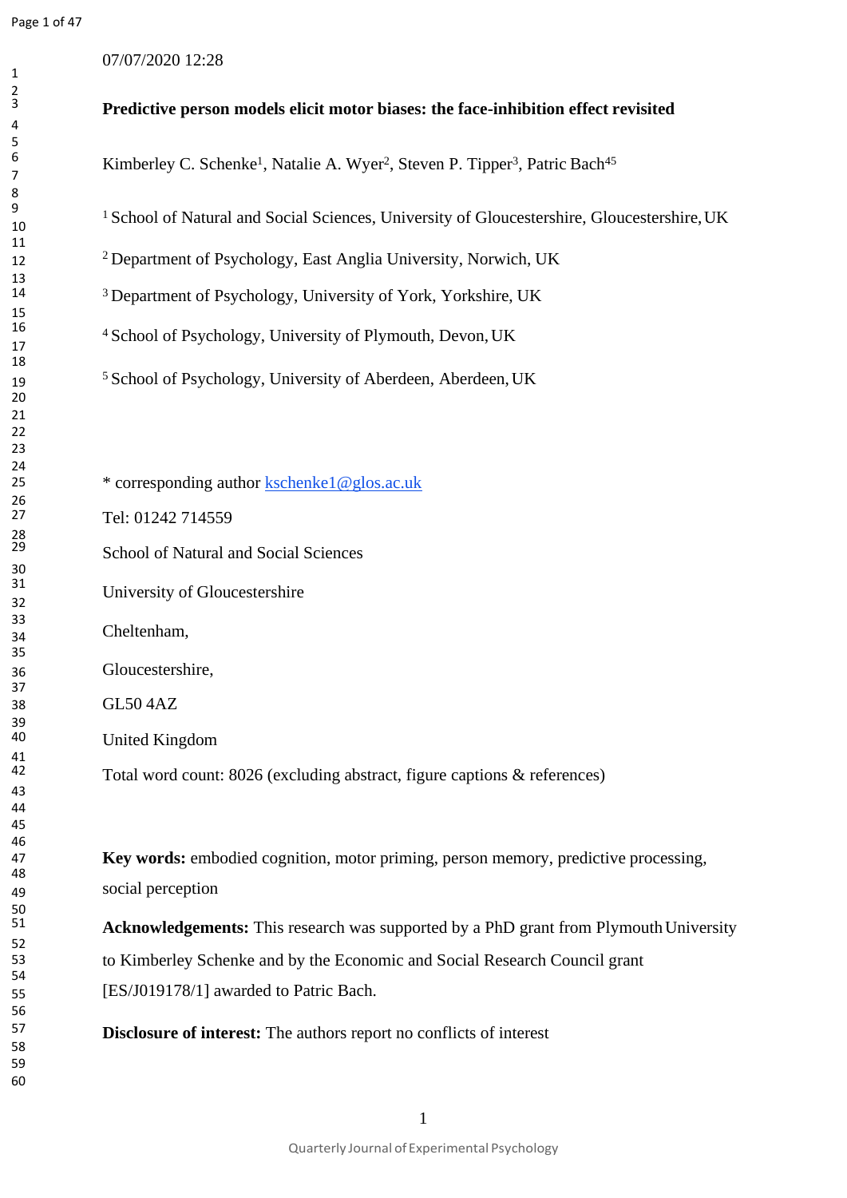07/07/2020 12:28

**Predictive person models elicit motor biases: the face-inhibition effect revisited**

Kimberley C. Schenke[1], Natalie A. Wyer[2], Steven P. Tipper[3], Patric Bach[45]

[1] School of Natural and Social Sciences, University of Gloucestershire, Gloucestershire, UK

[2] Department of Psychology, East Anglia University, Norwich, UK

[3] Department of Psychology, University of York, Yorkshire, UK

[4] School of Psychology, University of Plymouth, Devon, UK

[5] School of Psychology, University of Aberdeen, Aberdeen, UK

* corresponding author kschenke1@glos.ac.uk

Tel: 01242 714559

School of Natural and Social Sciences

University of Gloucestershire

Cheltenham,

Gloucestershire,

GL50 4AZ

United Kingdom

Total word count: 8026 (excluding abstract, figure captions & references)

**Key words:** embodied cognition, motor priming, person memory, predictive processing, social perception

**Acknowledgements:** This research was supported by a PhD grant from Plymouth University to Kimberley Schenke and by the Economic and Social Research Council grant [ES/J019178/1] awarded to Patric Bach.

**Disclosure of interest:** The authors report no conflicts of interest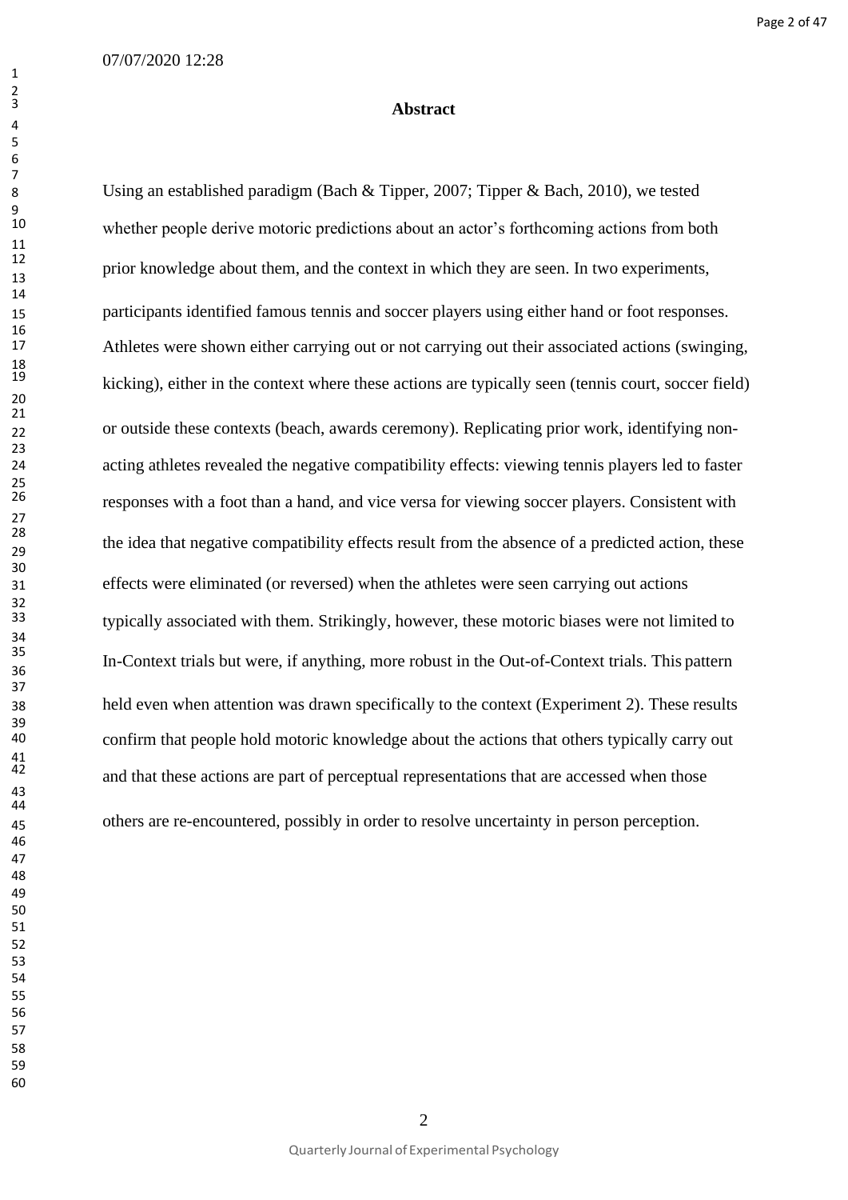**Abstract**

Using an established paradigm (Bach & Tipper, 2007; Tipper & Bach, 2010), we tested whether people derive motoric predictions about an actor's forthcoming actions from both prior knowledge about them, and the context in which they are seen. In two experiments, participants identified famous tennis and soccer players using either hand or foot responses. Athletes were shown either carrying out or not carrying out their associated actions (swinging, kicking), either in the context where these actions are typically seen (tennis court, soccer field) or outside these contexts (beach, awards ceremony). Replicating prior work, identifying non-acting athletes revealed the negative compatibility effects: viewing tennis players led to faster responses with a foot than a hand, and vice versa for viewing soccer players. Consistent with the idea that negative compatibility effects result from the absence of a predicted action, these effects were eliminated (or reversed) when the athletes were seen carrying out actions typically associated with them. Strikingly, however, these motoric biases were not limited to In-Context trials but were, if anything, more robust in the Out-of-Context trials. This pattern held even when attention was drawn specifically to the context (Experiment 2). These results confirm that people hold motoric knowledge about the actions that others typically carry out and that these actions are part of perceptual representations that are accessed when those others are re-encountered, possibly in order to resolve uncertainty in person perception.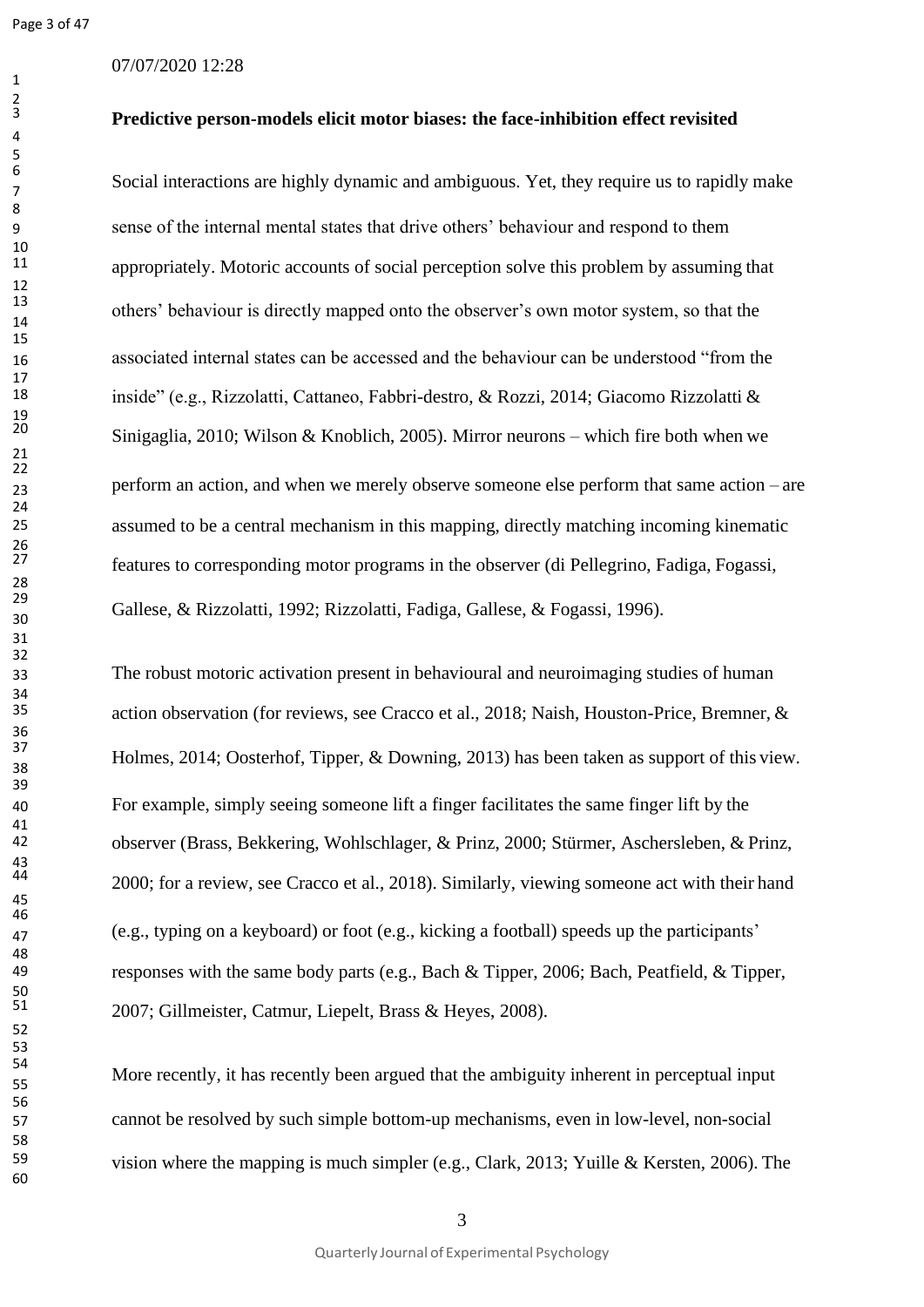07/07/2020 12:28

**Predictive person-models elicit motor biases: the face-inhibition effect revisited**

Social interactions are highly dynamic and ambiguous. Yet, they require us to rapidly make sense of the internal mental states that drive others' behaviour and respond to them appropriately. Motoric accounts of social perception solve this problem by assuming that others' behaviour is directly mapped onto the observer's own motor system, so that the associated internal states can be accessed and the behaviour can be understood "from the inside" (e.g., Rizzolatti, Cattaneo, Fabbri-destro, & Rozzi, 2014; Giacomo Rizzolatti & Sinigaglia, 2010; Wilson & Knoblich, 2005). Mirror neurons – which fire both when we perform an action, and when we merely observe someone else perform that same action – are assumed to be a central mechanism in this mapping, directly matching incoming kinematic features to corresponding motor programs in the observer (di Pellegrino, Fadiga, Fogassi, Gallese, & Rizzolatti, 1992; Rizzolatti, Fadiga, Gallese, & Fogassi, 1996).

The robust motoric activation present in behavioural and neuroimaging studies of human action observation (for reviews, see Cracco et al., 2018; Naish, Houston-Price, Bremner, & Holmes, 2014; Oosterhof, Tipper, & Downing, 2013) has been taken as support of this view. For example, simply seeing someone lift a finger facilitates the same finger lift by the observer (Brass, Bekkering, Wohlschlager, & Prinz, 2000; Stürmer, Aschersleben, & Prinz, 2000; for a review, see Cracco et al., 2018). Similarly, viewing someone act with their hand (e.g., typing on a keyboard) or foot (e.g., kicking a football) speeds up the participants' responses with the same body parts (e.g., Bach & Tipper, 2006; Bach, Peatfield, & Tipper, 2007; Gillmeister, Catmur, Liepelt, Brass & Heyes, 2008).

More recently, it has recently been argued that the ambiguity inherent in perceptual input cannot be resolved by such simple bottom-up mechanisms, even in low-level, non-social vision where the mapping is much simpler (e.g., Clark, 2013; Yuille & Kersten, 2006). The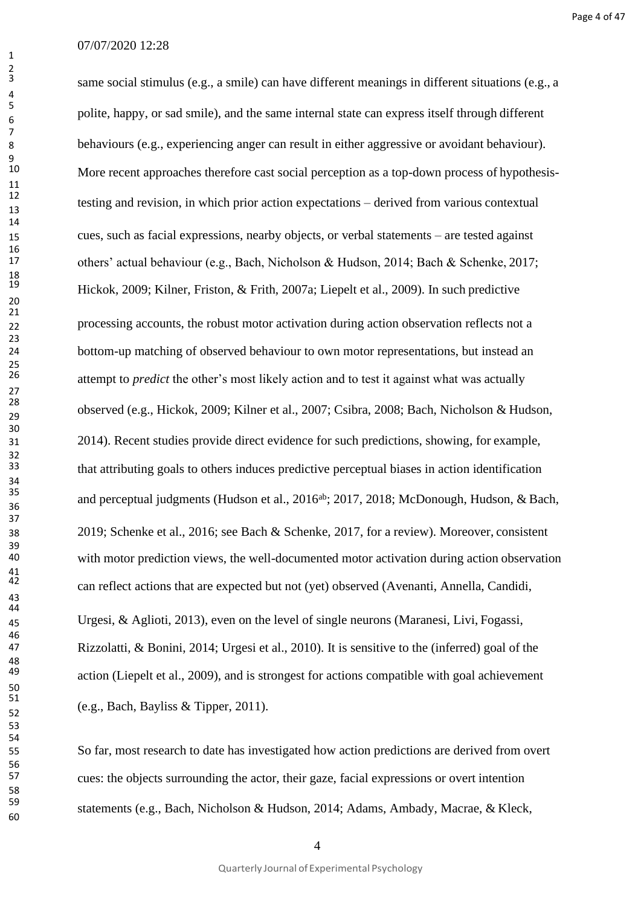same social stimulus (e.g., a smile) can have different meanings in different situations (e.g., a polite, happy, or sad smile), and the same internal state can express itself through different behaviours (e.g., experiencing anger can result in either aggressive or avoidant behaviour). More recent approaches therefore cast social perception as a top-down process of hypothesis-testing and revision, in which prior action expectations – derived from various contextual cues, such as facial expressions, nearby objects, or verbal statements – are tested against others' actual behaviour (e.g., Bach, Nicholson & Hudson, 2014; Bach & Schenke, 2017; Hickok, 2009; Kilner, Friston, & Frith, 2007a; Liepelt et al., 2009). In such predictive processing accounts, the robust motor activation during action observation reflects not a bottom-up matching of observed behaviour to own motor representations, but instead an attempt to *predict* the other's most likely action and to test it against what was actually observed (e.g., Hickok, 2009; Kilner et al., 2007; Csibra, 2008; Bach, Nicholson & Hudson, 2014). Recent studies provide direct evidence for such predictions, showing, for example, that attributing goals to others induces predictive perceptual biases in action identification and perceptual judgments (Hudson et al., 2016[ab]; 2017, 2018; McDonough, Hudson, & Bach, 2019; Schenke et al., 2016; see Bach & Schenke, 2017, for a review). Moreover, consistent with motor prediction views, the well-documented motor activation during action observation can reflect actions that are expected but not (yet) observed (Avenanti, Annella, Candidi, Urgesi, & Aglioti, 2013), even on the level of single neurons (Maranesi, Livi, Fogassi, Rizzolatti, & Bonini, 2014; Urgesi et al., 2010). It is sensitive to the (inferred) goal of the action (Liepelt et al., 2009), and is strongest for actions compatible with goal achievement (e.g., Bach, Bayliss & Tipper, 2011).

So far, most research to date has investigated how action predictions are derived from overt cues: the objects surrounding the actor, their gaze, facial expressions or overt intention statements (e.g., Bach, Nicholson & Hudson, 2014; Adams, Ambady, Macrae, & Kleck,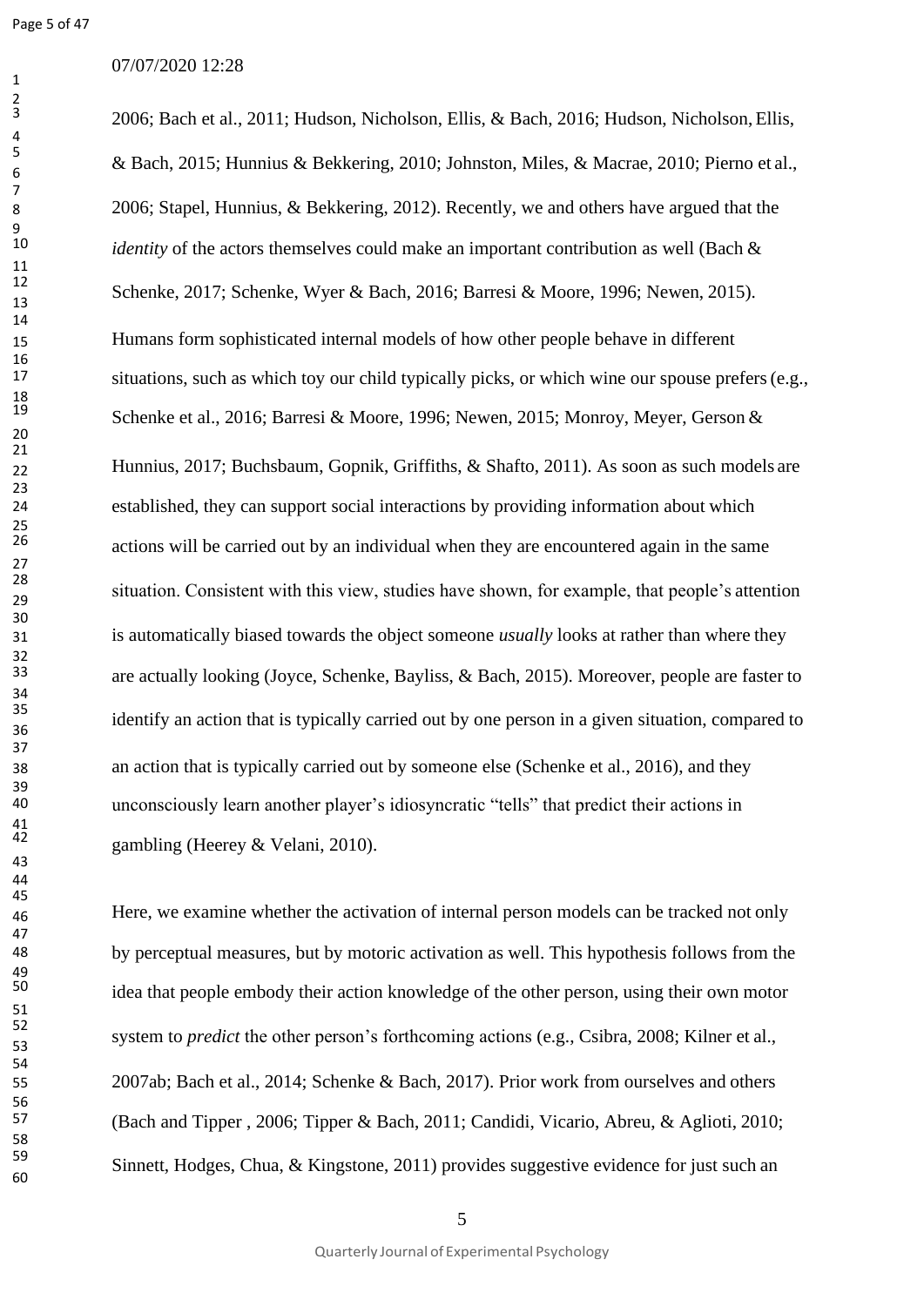2006; Bach et al., 2011; Hudson, Nicholson, Ellis, & Bach, 2016; Hudson, Nicholson, Ellis, & Bach, 2015; Hunnius & Bekkering, 2010; Johnston, Miles, & Macrae, 2010; Pierno et al., 2006; Stapel, Hunnius, & Bekkering, 2012). Recently, we and others have argued that the *identity* of the actors themselves could make an important contribution as well (Bach & Schenke, 2017; Schenke, Wyer & Bach, 2016; Barresi & Moore, 1996; Newen, 2015). Humans form sophisticated internal models of how other people behave in different situations, such as which toy our child typically picks, or which wine our spouse prefers (e.g., Schenke et al., 2016; Barresi & Moore, 1996; Newen, 2015; Monroy, Meyer, Gerson & Hunnius, 2017; Buchsbaum, Gopnik, Griffiths, & Shafto, 2011). As soon as such models are established, they can support social interactions by providing information about which actions will be carried out by an individual when they are encountered again in the same situation. Consistent with this view, studies have shown, for example, that people's attention is automatically biased towards the object someone *usually* looks at rather than where they are actually looking (Joyce, Schenke, Bayliss, & Bach, 2015). Moreover, people are faster to identify an action that is typically carried out by one person in a given situation, compared to an action that is typically carried out by someone else (Schenke et al., 2016), and they unconsciously learn another player's idiosyncratic "tells" that predict their actions in gambling (Heerey & Velani, 2010).

Here, we examine whether the activation of internal person models can be tracked not only by perceptual measures, but by motoric activation as well. This hypothesis follows from the idea that people embody their action knowledge of the other person, using their own motor system to *predict* the other person's forthcoming actions (e.g., Csibra, 2008; Kilner et al., 2007ab; Bach et al., 2014; Schenke & Bach, 2017). Prior work from ourselves and others (Bach and Tipper , 2006; Tipper & Bach, 2011; Candidi, Vicario, Abreu, & Aglioti, 2010; Sinnett, Hodges, Chua, & Kingstone, 2011) provides suggestive evidence for just such an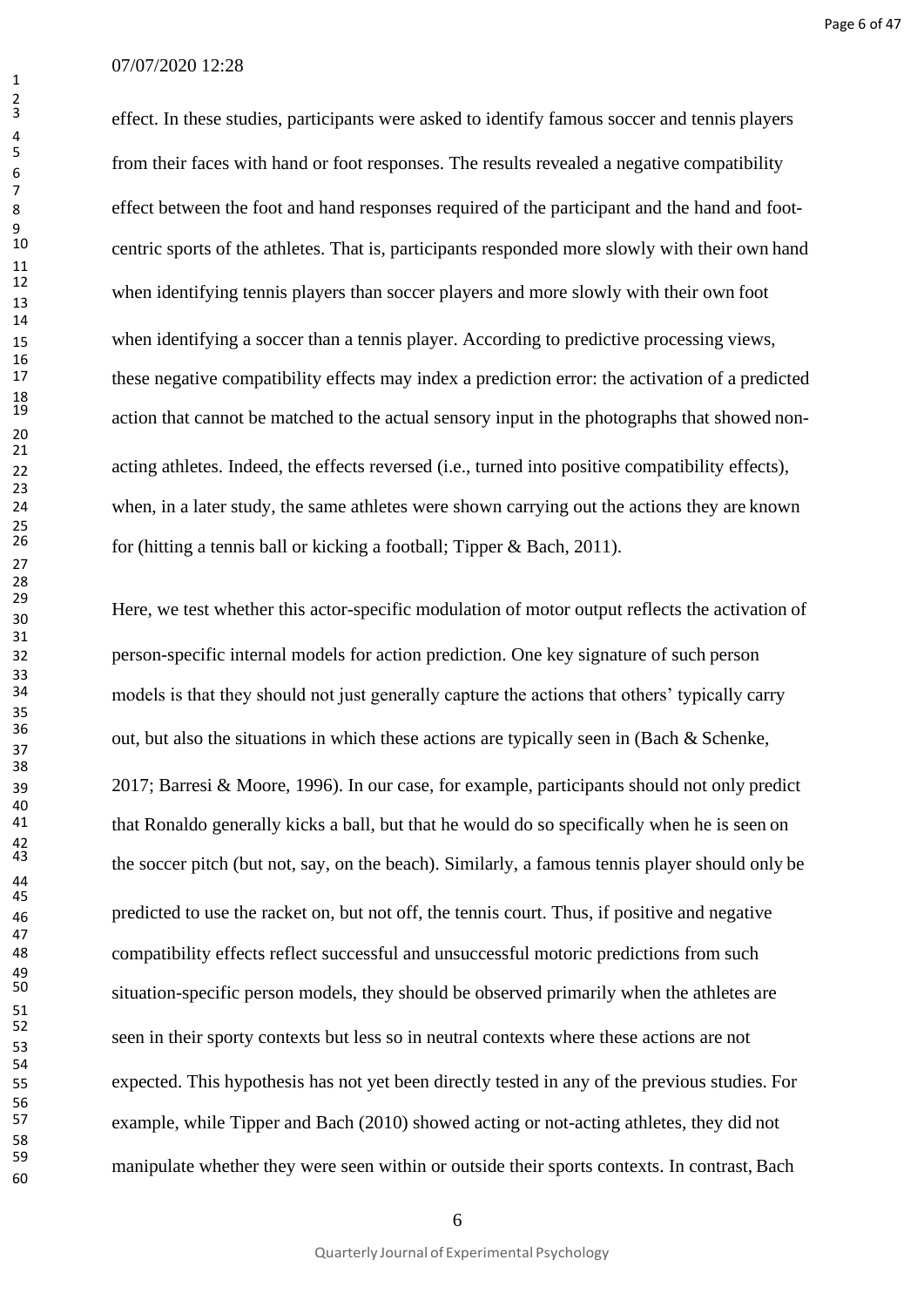effect. In these studies, participants were asked to identify famous soccer and tennis players from their faces with hand or foot responses. The results revealed a negative compatibility effect between the foot and hand responses required of the participant and the hand and foot-centric sports of the athletes. That is, participants responded more slowly with their own hand when identifying tennis players than soccer players and more slowly with their own foot when identifying a soccer than a tennis player. According to predictive processing views, these negative compatibility effects may index a prediction error: the activation of a predicted action that cannot be matched to the actual sensory input in the photographs that showed non-acting athletes. Indeed, the effects reversed (i.e., turned into positive compatibility effects), when, in a later study, the same athletes were shown carrying out the actions they are known for (hitting a tennis ball or kicking a football; Tipper & Bach, 2011).

Here, we test whether this actor-specific modulation of motor output reflects the activation of person-specific internal models for action prediction. One key signature of such person models is that they should not just generally capture the actions that others' typically carry out, but also the situations in which these actions are typically seen in (Bach & Schenke, 2017; Barresi & Moore, 1996). In our case, for example, participants should not only predict that Ronaldo generally kicks a ball, but that he would do so specifically when he is seen on the soccer pitch (but not, say, on the beach). Similarly, a famous tennis player should only be predicted to use the racket on, but not off, the tennis court. Thus, if positive and negative compatibility effects reflect successful and unsuccessful motoric predictions from such situation-specific person models, they should be observed primarily when the athletes are seen in their sporty contexts but less so in neutral contexts where these actions are not expected. This hypothesis has not yet been directly tested in any of the previous studies. For example, while Tipper and Bach (2010) showed acting or not-acting athletes, they did not manipulate whether they were seen within or outside their sports contexts. In contrast, Bach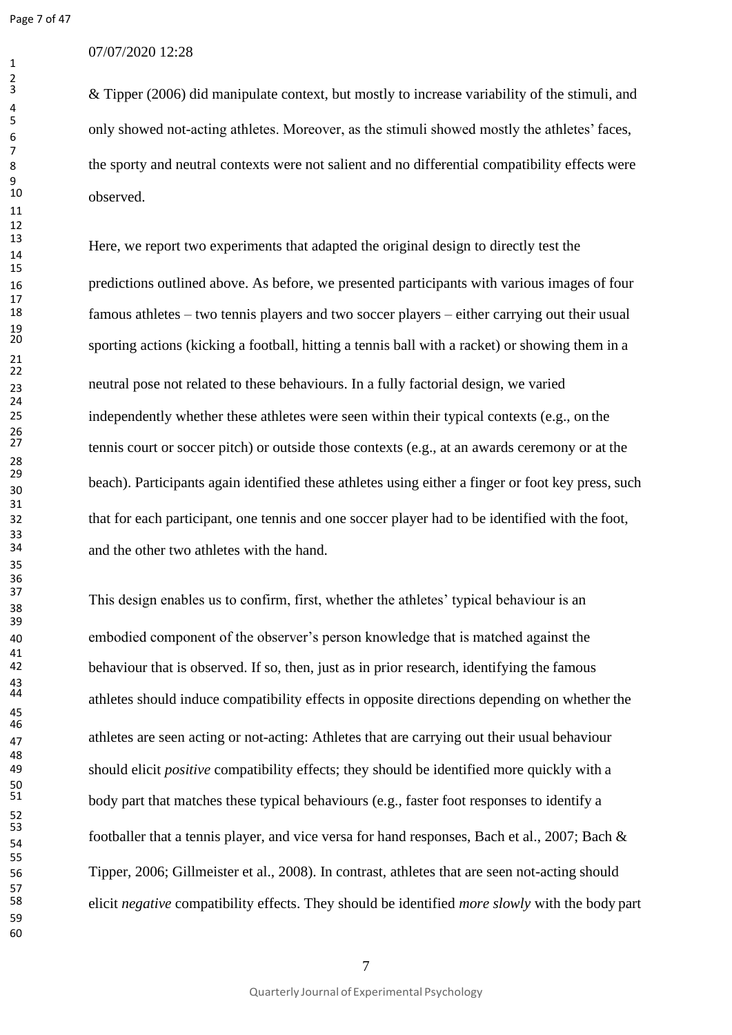& Tipper (2006) did manipulate context, but mostly to increase variability of the stimuli, and only showed not-acting athletes. Moreover, as the stimuli showed mostly the athletes' faces, the sporty and neutral contexts were not salient and no differential compatibility effects were observed.

Here, we report two experiments that adapted the original design to directly test the predictions outlined above. As before, we presented participants with various images of four famous athletes – two tennis players and two soccer players – either carrying out their usual sporting actions (kicking a football, hitting a tennis ball with a racket) or showing them in a neutral pose not related to these behaviours. In a fully factorial design, we varied independently whether these athletes were seen within their typical contexts (e.g., on the tennis court or soccer pitch) or outside those contexts (e.g., at an awards ceremony or at the beach). Participants again identified these athletes using either a finger or foot key press, such that for each participant, one tennis and one soccer player had to be identified with the foot, and the other two athletes with the hand.

This design enables us to confirm, first, whether the athletes' typical behaviour is an embodied component of the observer's person knowledge that is matched against the behaviour that is observed. If so, then, just as in prior research, identifying the famous athletes should induce compatibility effects in opposite directions depending on whether the athletes are seen acting or not-acting: Athletes that are carrying out their usual behaviour should elicit *positive* compatibility effects; they should be identified more quickly with a body part that matches these typical behaviours (e.g., faster foot responses to identify a footballer that a tennis player, and vice versa for hand responses, Bach et al., 2007; Bach & Tipper, 2006; Gillmeister et al., 2008). In contrast, athletes that are seen not-acting should elicit *negative* compatibility effects. They should be identified *more slowly* with the body part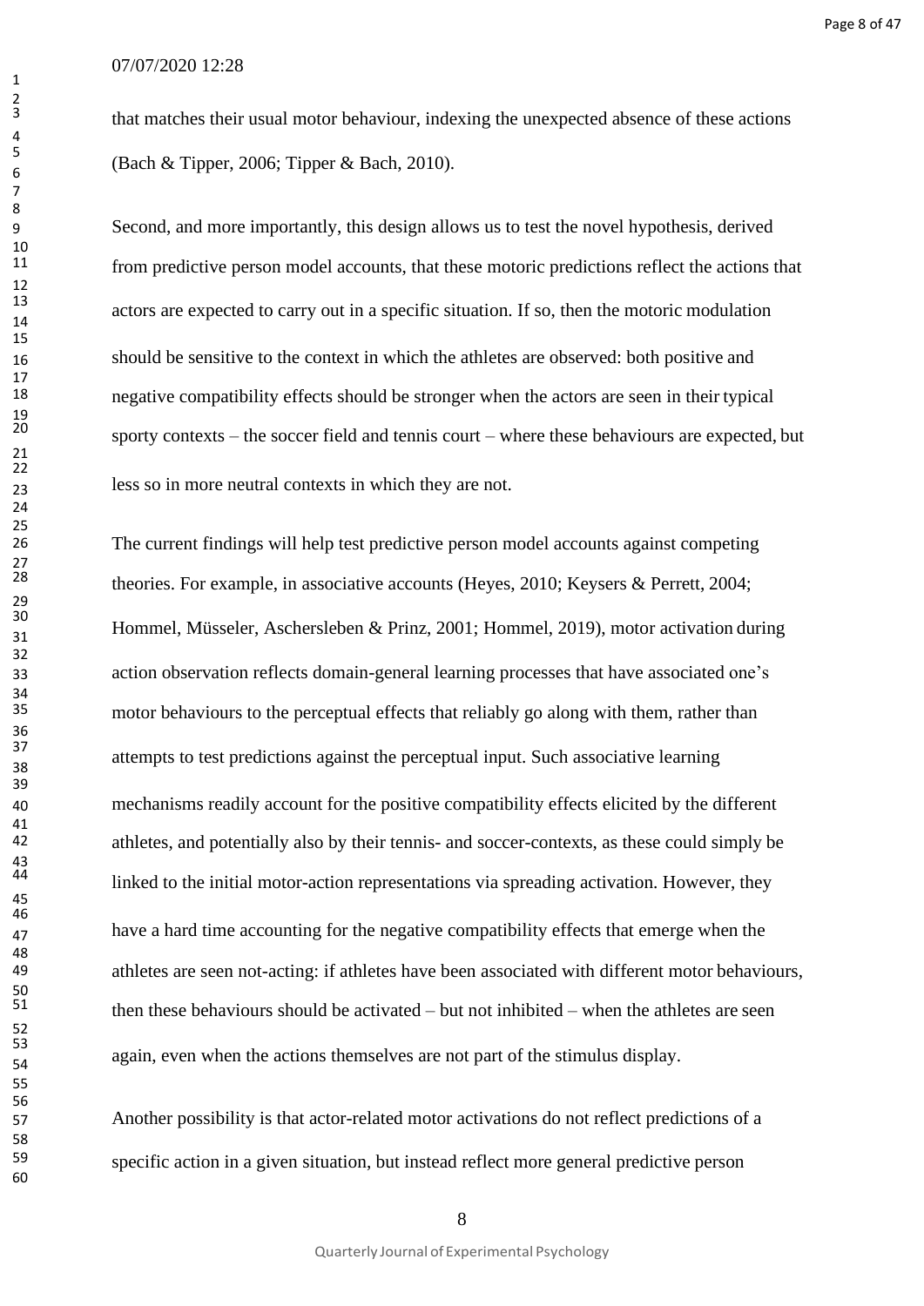that matches their usual motor behaviour, indexing the unexpected absence of these actions (Bach & Tipper, 2006; Tipper & Bach, 2010).

Second, and more importantly, this design allows us to test the novel hypothesis, derived from predictive person model accounts, that these motoric predictions reflect the actions that actors are expected to carry out in a specific situation. If so, then the motoric modulation should be sensitive to the context in which the athletes are observed: both positive and negative compatibility effects should be stronger when the actors are seen in their typical sporty contexts – the soccer field and tennis court – where these behaviours are expected, but less so in more neutral contexts in which they are not.

The current findings will help test predictive person model accounts against competing theories. For example, in associative accounts (Heyes, 2010; Keysers & Perrett, 2004; Hommel, Müsseler, Aschersleben & Prinz, 2001; Hommel, 2019), motor activation during action observation reflects domain-general learning processes that have associated one's motor behaviours to the perceptual effects that reliably go along with them, rather than attempts to test predictions against the perceptual input. Such associative learning mechanisms readily account for the positive compatibility effects elicited by the different athletes, and potentially also by their tennis- and soccer-contexts, as these could simply be linked to the initial motor-action representations via spreading activation. However, they have a hard time accounting for the negative compatibility effects that emerge when the athletes are seen not-acting: if athletes have been associated with different motor behaviours, then these behaviours should be activated – but not inhibited – when the athletes are seen again, even when the actions themselves are not part of the stimulus display.

Another possibility is that actor-related motor activations do not reflect predictions of a specific action in a given situation, but instead reflect more general predictive person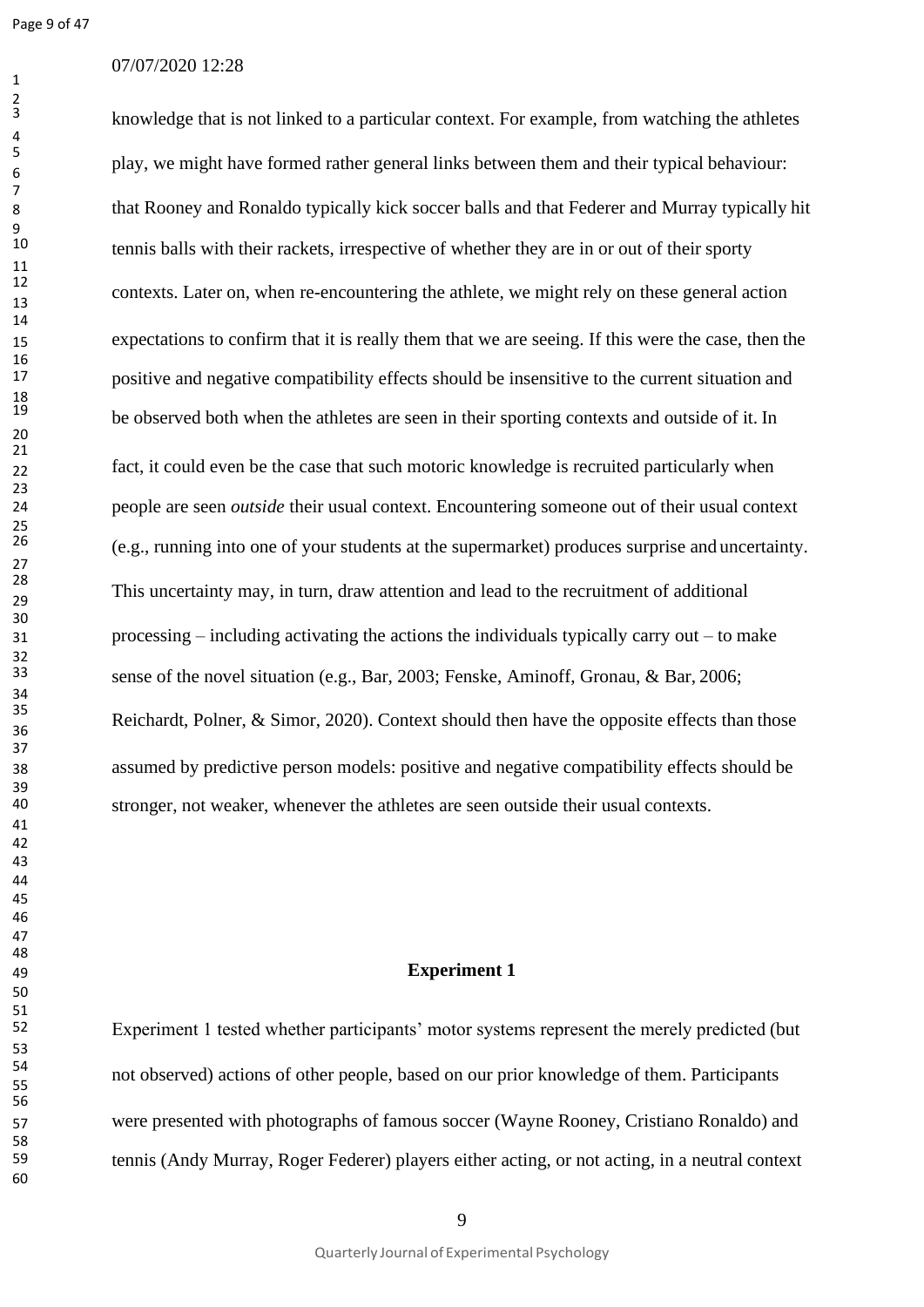knowledge that is not linked to a particular context. For example, from watching the athletes play, we might have formed rather general links between them and their typical behaviour: that Rooney and Ronaldo typically kick soccer balls and that Federer and Murray typically hit tennis balls with their rackets, irrespective of whether they are in or out of their sporty contexts. Later on, when re-encountering the athlete, we might rely on these general action expectations to confirm that it is really them that we are seeing. If this were the case, then the positive and negative compatibility effects should be insensitive to the current situation and be observed both when the athletes are seen in their sporting contexts and outside of it. In fact, it could even be the case that such motoric knowledge is recruited particularly when people are seen *outside* their usual context. Encountering someone out of their usual context (e.g., running into one of your students at the supermarket) produces surprise and uncertainty. This uncertainty may, in turn, draw attention and lead to the recruitment of additional processing – including activating the actions the individuals typically carry out – to make sense of the novel situation (e.g., Bar, 2003; Fenske, Aminoff, Gronau, & Bar, 2006; Reichardt, Polner, & Simor, 2020). Context should then have the opposite effects than those assumed by predictive person models: positive and negative compatibility effects should be stronger, not weaker, whenever the athletes are seen outside their usual contexts.

## Experiment 1

Experiment 1 tested whether participants' motor systems represent the merely predicted (but not observed) actions of other people, based on our prior knowledge of them. Participants were presented with photographs of famous soccer (Wayne Rooney, Cristiano Ronaldo) and tennis (Andy Murray, Roger Federer) players either acting, or not acting, in a neutral context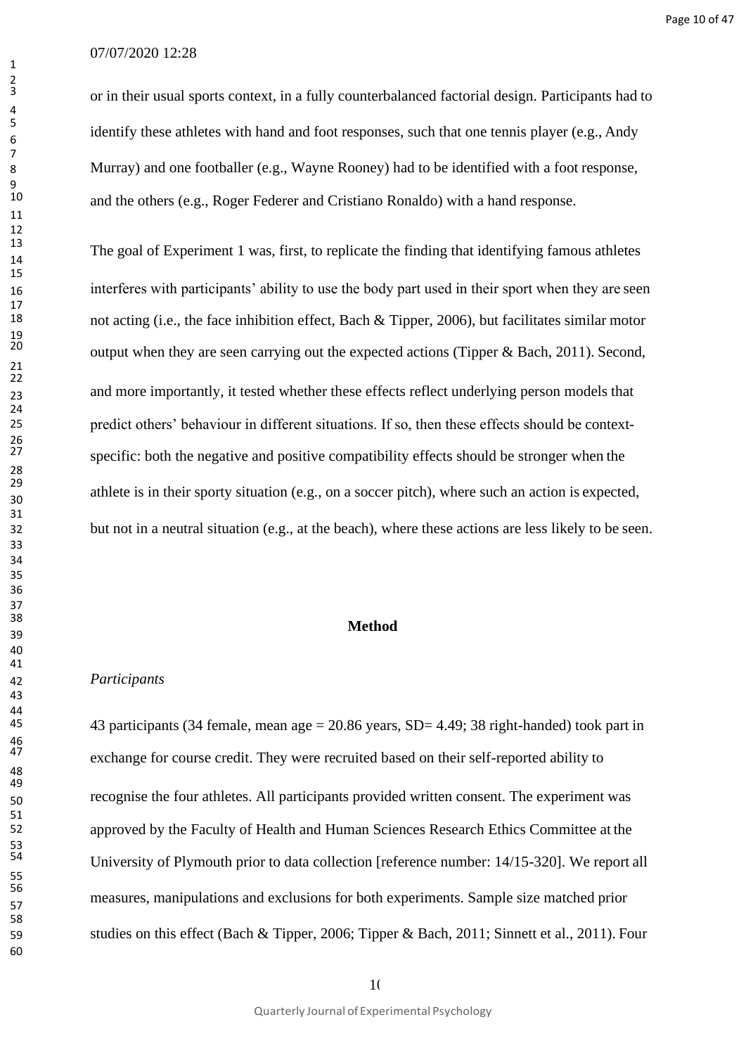or in their usual sports context, in a fully counterbalanced factorial design. Participants had to identify these athletes with hand and foot responses, such that one tennis player (e.g., Andy Murray) and one footballer (e.g., Wayne Rooney) had to be identified with a foot response, and the others (e.g., Roger Federer and Cristiano Ronaldo) with a hand response.

The goal of Experiment 1 was, first, to replicate the finding that identifying famous athletes interferes with participants' ability to use the body part used in their sport when they are seen not acting (i.e., the face inhibition effect, Bach & Tipper, 2006), but facilitates similar motor output when they are seen carrying out the expected actions (Tipper & Bach, 2011). Second, and more importantly, it tested whether these effects reflect underlying person models that predict others' behaviour in different situations. If so, then these effects should be context-specific: both the negative and positive compatibility effects should be stronger when the athlete is in their sporty situation (e.g., on a soccer pitch), where such an action is expected, but not in a neutral situation (e.g., at the beach), where these actions are less likely to be seen.

## Method

### *Participants*

43 participants (34 female, mean age = 20.86 years, SD= 4.49; 38 right-handed) took part in exchange for course credit. They were recruited based on their self-reported ability to recognise the four athletes. All participants provided written consent. The experiment was approved by the Faculty of Health and Human Sciences Research Ethics Committee at the University of Plymouth prior to data collection [reference number: 14/15-320]. We report all measures, manipulations and exclusions for both experiments. Sample size matched prior studies on this effect (Bach & Tipper, 2006; Tipper & Bach, 2011; Sinnett et al., 2011). Four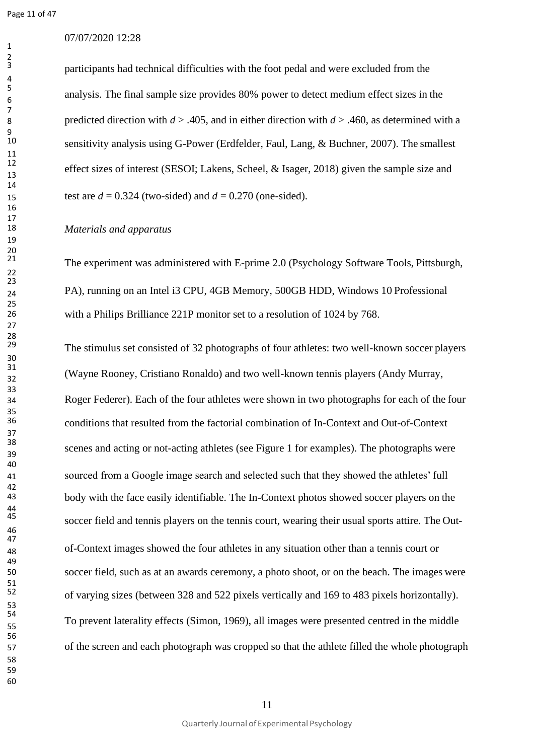participants had technical difficulties with the foot pedal and were excluded from the analysis. The final sample size provides 80% power to detect medium effect sizes in the predicted direction with $d > .405$, and in either direction with $d > .460$, as determined with a sensitivity analysis using G-Power (Erdfelder, Faul, Lang, & Buchner, 2007). The smallest effect sizes of interest (SESOI; Lakens, Scheel, & Isager, 2018) given the sample size and test are $d = 0.324$ (two-sided) and $d = 0.270$ (one-sided).

*Materials and apparatus*

The experiment was administered with E-prime 2.0 (Psychology Software Tools, Pittsburgh, PA), running on an Intel i3 CPU, 4GB Memory, 500GB HDD, Windows 10 Professional with a Philips Brilliance 221P monitor set to a resolution of 1024 by 768.

The stimulus set consisted of 32 photographs of four athletes: two well-known soccer players (Wayne Rooney, Cristiano Ronaldo) and two well-known tennis players (Andy Murray, Roger Federer). Each of the four athletes were shown in two photographs for each of the four conditions that resulted from the factorial combination of In-Context and Out-of-Context scenes and acting or not-acting athletes (see Figure 1 for examples). The photographs were sourced from a Google image search and selected such that they showed the athletes' full body with the face easily identifiable. The In-Context photos showed soccer players on the soccer field and tennis players on the tennis court, wearing their usual sports attire. The Out-of-Context images showed the four athletes in any situation other than a tennis court or soccer field, such as at an awards ceremony, a photo shoot, or on the beach. The images were of varying sizes (between 328 and 522 pixels vertically and 169 to 483 pixels horizontally). To prevent laterality effects (Simon, 1969), all images were presented centred in the middle of the screen and each photograph was cropped so that the athlete filled the whole photograph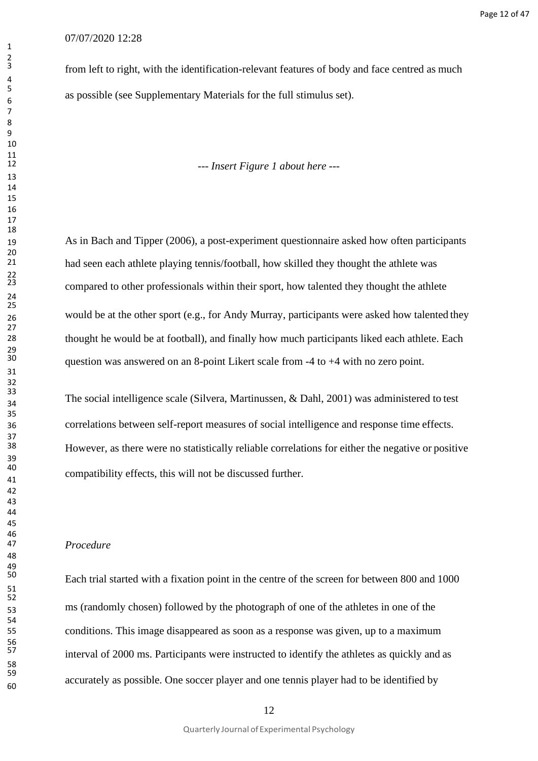from left to right, with the identification-relevant features of body and face centred as much as possible (see Supplementary Materials for the full stimulus set).

*--- Insert Figure 1 about here ---*

As in Bach and Tipper (2006), a post-experiment questionnaire asked how often participants had seen each athlete playing tennis/football, how skilled they thought the athlete was compared to other professionals within their sport, how talented they thought the athlete would be at the other sport (e.g., for Andy Murray, participants were asked how talented they thought he would be at football), and finally how much participants liked each athlete. Each question was answered on an 8-point Likert scale from -4 to +4 with no zero point.

The social intelligence scale (Silvera, Martinussen, & Dahl, 2001) was administered to test correlations between self-report measures of social intelligence and response time effects. However, as there were no statistically reliable correlations for either the negative or positive compatibility effects, this will not be discussed further.

*Procedure*

Each trial started with a fixation point in the centre of the screen for between 800 and 1000 ms (randomly chosen) followed by the photograph of one of the athletes in one of the conditions. This image disappeared as soon as a response was given, up to a maximum interval of 2000 ms. Participants were instructed to identify the athletes as quickly and as accurately as possible. One soccer player and one tennis player had to be identified by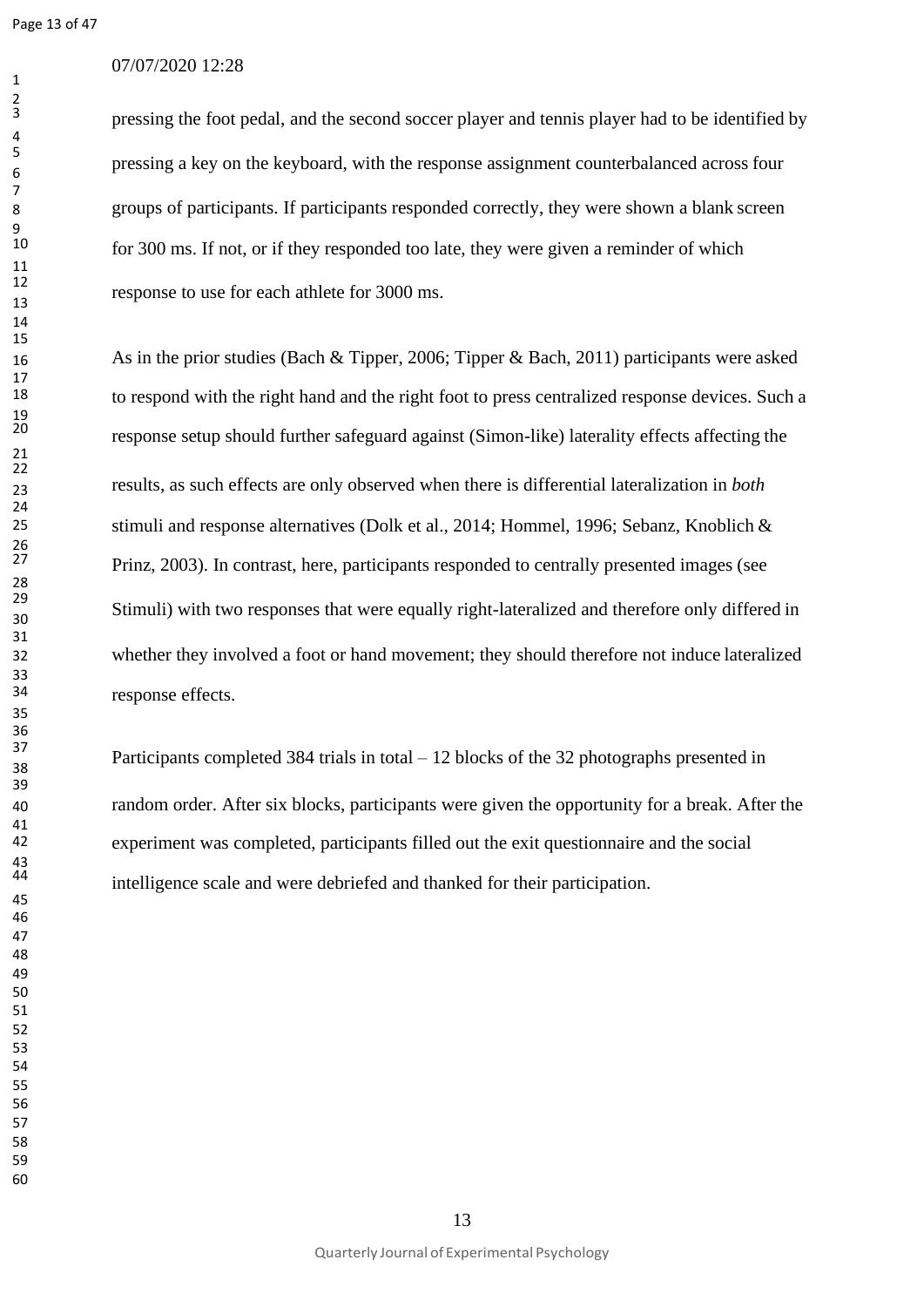pressing the foot pedal, and the second soccer player and tennis player had to be identified by pressing a key on the keyboard, with the response assignment counterbalanced across four groups of participants. If participants responded correctly, they were shown a blank screen for 300 ms. If not, or if they responded too late, they were given a reminder of which response to use for each athlete for 3000 ms.

As in the prior studies (Bach & Tipper, 2006; Tipper & Bach, 2011) participants were asked to respond with the right hand and the right foot to press centralized response devices. Such a response setup should further safeguard against (Simon-like) laterality effects affecting the results, as such effects are only observed when there is differential lateralization in *both* stimuli and response alternatives (Dolk et al., 2014; Hommel, 1996; Sebanz, Knoblich & Prinz, 2003). In contrast, here, participants responded to centrally presented images (see Stimuli) with two responses that were equally right-lateralized and therefore only differed in whether they involved a foot or hand movement; they should therefore not induce lateralized response effects.

Participants completed 384 trials in total – 12 blocks of the 32 photographs presented in random order. After six blocks, participants were given the opportunity for a break. After the experiment was completed, participants filled out the exit questionnaire and the social intelligence scale and were debriefed and thanked for their participation.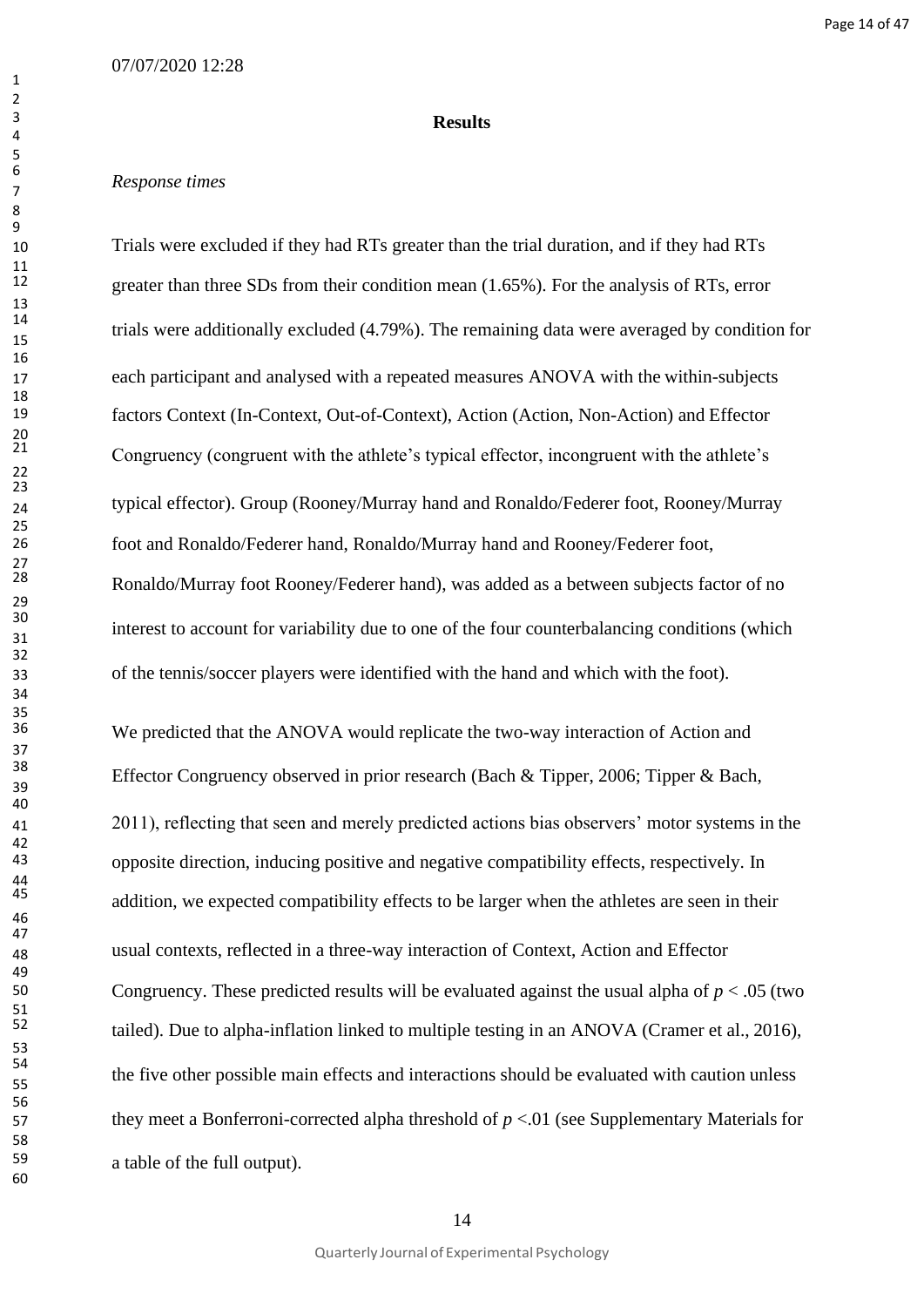## Results

*Response times*

Trials were excluded if they had RTs greater than the trial duration, and if they had RTs greater than three SDs from their condition mean (1.65%). For the analysis of RTs, error trials were additionally excluded (4.79%). The remaining data were averaged by condition for each participant and analysed with a repeated measures ANOVA with the within-subjects factors Context (In-Context, Out-of-Context), Action (Action, Non-Action) and Effector Congruency (congruent with the athlete's typical effector, incongruent with the athlete's typical effector). Group (Rooney/Murray hand and Ronaldo/Federer foot, Rooney/Murray foot and Ronaldo/Federer hand, Ronaldo/Murray hand and Rooney/Federer foot, Ronaldo/Murray foot Rooney/Federer hand), was added as a between subjects factor of no interest to account for variability due to one of the four counterbalancing conditions (which of the tennis/soccer players were identified with the hand and which with the foot).

We predicted that the ANOVA would replicate the two-way interaction of Action and Effector Congruency observed in prior research (Bach & Tipper, 2006; Tipper & Bach, 2011), reflecting that seen and merely predicted actions bias observers' motor systems in the opposite direction, inducing positive and negative compatibility effects, respectively. In addition, we expected compatibility effects to be larger when the athletes are seen in their usual contexts, reflected in a three-way interaction of Context, Action and Effector Congruency. These predicted results will be evaluated against the usual alpha of $p < .05$ (two tailed). Due to alpha-inflation linked to multiple testing in an ANOVA (Cramer et al., 2016), the five other possible main effects and interactions should be evaluated with caution unless they meet a Bonferroni-corrected alpha threshold of $p < .01$ (see Supplementary Materials for a table of the full output).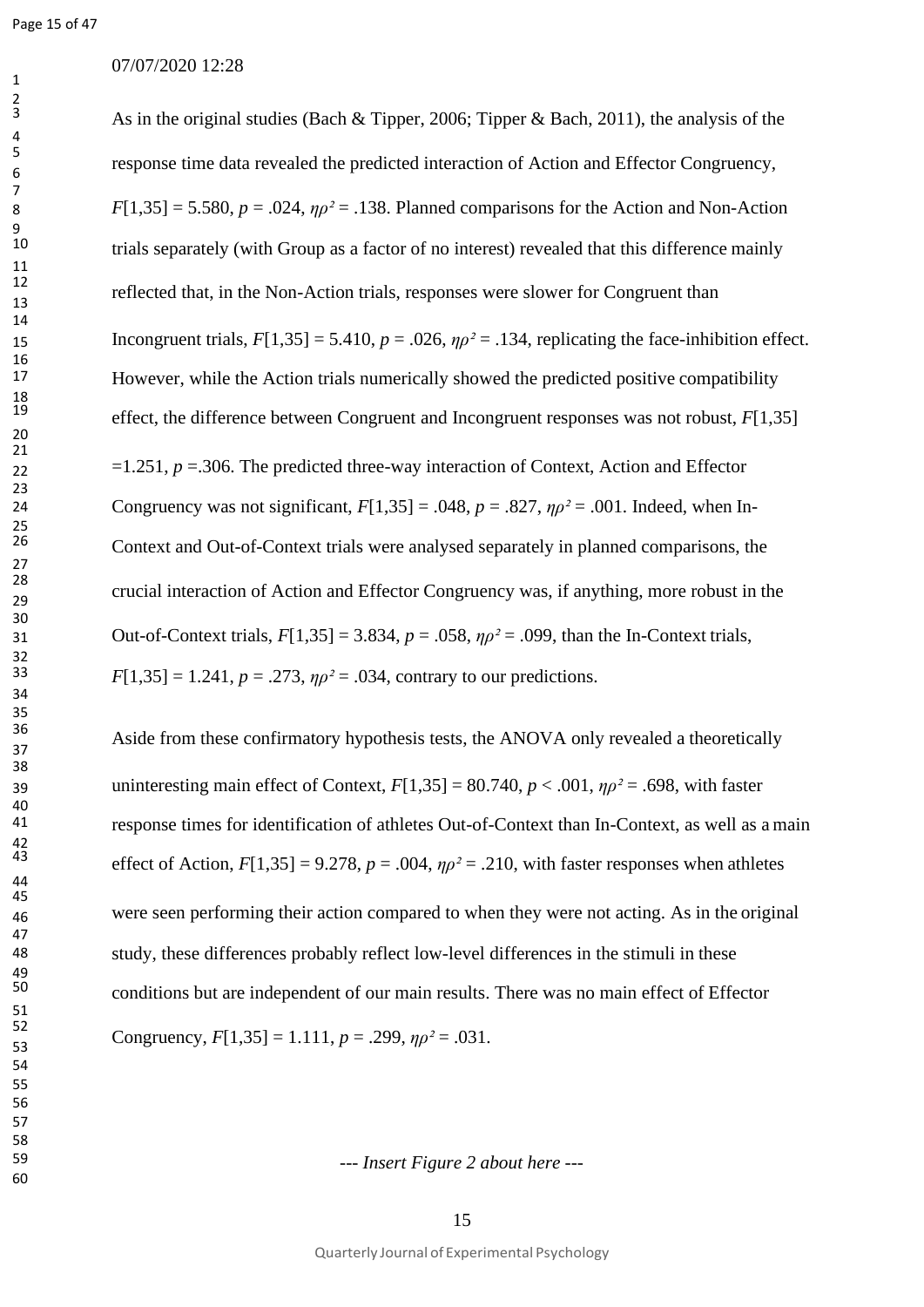07/07/2020 12:28

As in the original studies (Bach & Tipper, 2006; Tipper & Bach, 2011), the analysis of the response time data revealed the predicted interaction of Action and Effector Congruency, $F[1,35] = 5.580$, $p = .024$, $\eta\rho^2 = .138$. Planned comparisons for the Action and Non-Action trials separately (with Group as a factor of no interest) revealed that this difference mainly reflected that, in the Non-Action trials, responses were slower for Congruent than Incongruent trials, $F[1,35] = 5.410$, $p = .026$, $\eta\rho^2 = .134$, replicating the face-inhibition effect. However, while the Action trials numerically showed the predicted positive compatibility effect, the difference between Congruent and Incongruent responses was not robust, $F[1,35] =1.251$, $p =.306$. The predicted three-way interaction of Context, Action and Effector Congruency was not significant, $F[1,35] = .048$, $p = .827$, $\eta\rho^2 = .001$. Indeed, when In-Context and Out-of-Context trials were analysed separately in planned comparisons, the crucial interaction of Action and Effector Congruency was, if anything, more robust in the Out-of-Context trials, $F[1,35] = 3.834$, $p = .058$, $\eta\rho^2 = .099$, than the In-Context trials, $F[1,35] = 1.241$, $p = .273$, $\eta\rho^2 = .034$, contrary to our predictions.

Aside from these confirmatory hypothesis tests, the ANOVA only revealed a theoretically uninteresting main effect of Context, $F[1,35] = 80.740$, $p < .001$, $\eta\rho^2 = .698$, with faster response times for identification of athletes Out-of-Context than In-Context, as well as a main effect of Action, $F[1,35] = 9.278$, $p = .004$, $\eta\rho^2 = .210$, with faster responses when athletes were seen performing their action compared to when they were not acting. As in the original study, these differences probably reflect low-level differences in the stimuli in these conditions but are independent of our main results. There was no main effect of Effector Congruency, $F[1,35] = 1.111$, $p = .299$, $\eta\rho^2 = .031$.

*--- Insert Figure 2 about here ---*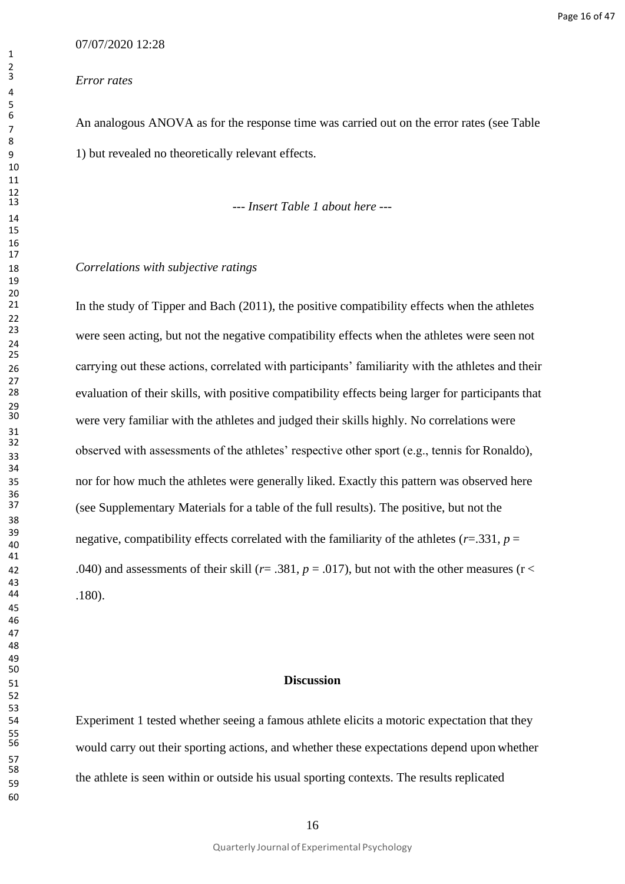*Error rates*

An analogous ANOVA as for the response time was carried out on the error rates (see Table 1) but revealed no theoretically relevant effects.

*--- Insert Table 1 about here ---*

*Correlations with subjective ratings*

In the study of Tipper and Bach (2011), the positive compatibility effects when the athletes were seen acting, but not the negative compatibility effects when the athletes were seen not carrying out these actions, correlated with participants' familiarity with the athletes and their evaluation of their skills, with positive compatibility effects being larger for participants that were very familiar with the athletes and judged their skills highly. No correlations were observed with assessments of the athletes' respective other sport (e.g., tennis for Ronaldo), nor for how much the athletes were generally liked. Exactly this pattern was observed here (see Supplementary Materials for a table of the full results). The positive, but not the negative, compatibility effects correlated with the familiarity of the athletes ($r$=.331, $p$ = .040) and assessments of their skill ($r$= .381, $p$ = .017), but not with the other measures (r < .180).

## Discussion

Experiment 1 tested whether seeing a famous athlete elicits a motoric expectation that they would carry out their sporting actions, and whether these expectations depend upon whether the athlete is seen within or outside his usual sporting contexts. The results replicated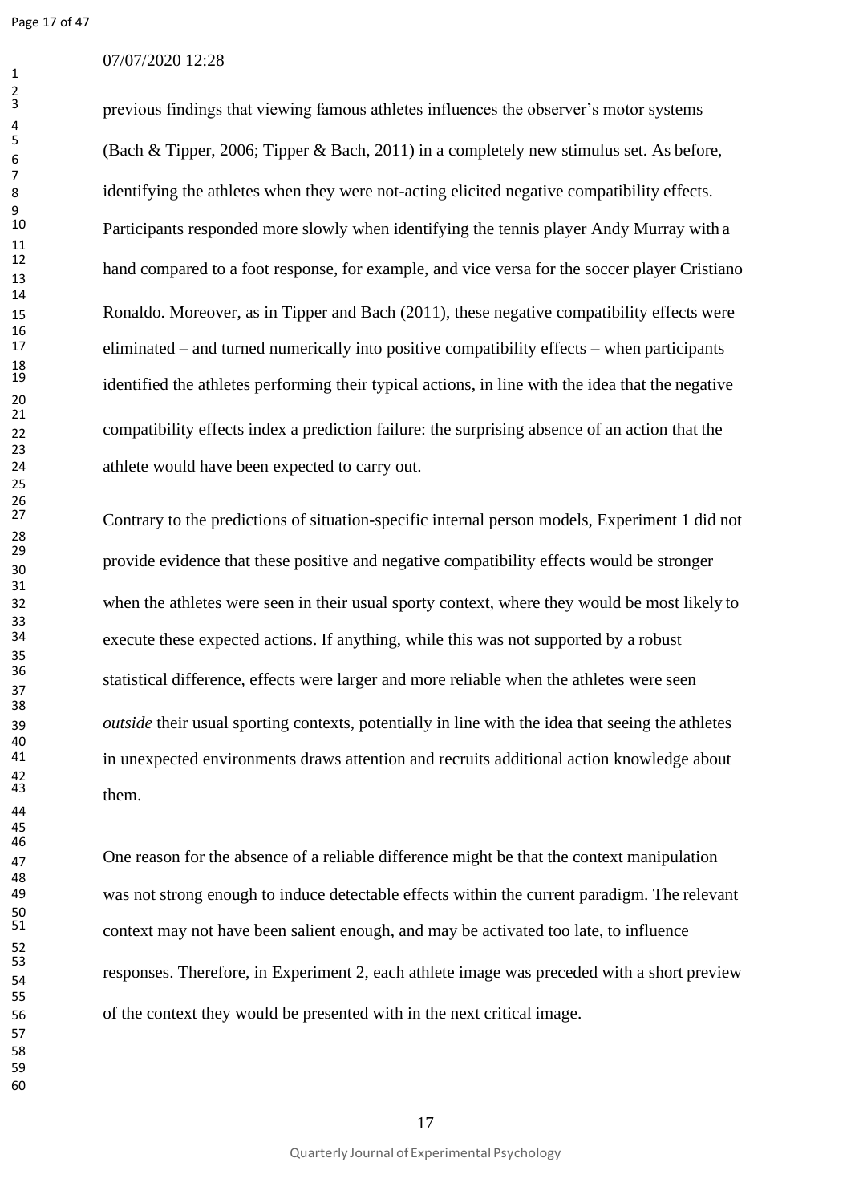previous findings that viewing famous athletes influences the observer's motor systems (Bach & Tipper, 2006; Tipper & Bach, 2011) in a completely new stimulus set. As before, identifying the athletes when they were not-acting elicited negative compatibility effects. Participants responded more slowly when identifying the tennis player Andy Murray with a hand compared to a foot response, for example, and vice versa for the soccer player Cristiano Ronaldo. Moreover, as in Tipper and Bach (2011), these negative compatibility effects were eliminated – and turned numerically into positive compatibility effects – when participants identified the athletes performing their typical actions, in line with the idea that the negative compatibility effects index a prediction failure: the surprising absence of an action that the athlete would have been expected to carry out.

Contrary to the predictions of situation-specific internal person models, Experiment 1 did not provide evidence that these positive and negative compatibility effects would be stronger when the athletes were seen in their usual sporty context, where they would be most likely to execute these expected actions. If anything, while this was not supported by a robust statistical difference, effects were larger and more reliable when the athletes were seen *outside* their usual sporting contexts, potentially in line with the idea that seeing the athletes in unexpected environments draws attention and recruits additional action knowledge about them.

One reason for the absence of a reliable difference might be that the context manipulation was not strong enough to induce detectable effects within the current paradigm. The relevant context may not have been salient enough, and may be activated too late, to influence responses. Therefore, in Experiment 2, each athlete image was preceded with a short preview of the context they would be presented with in the next critical image.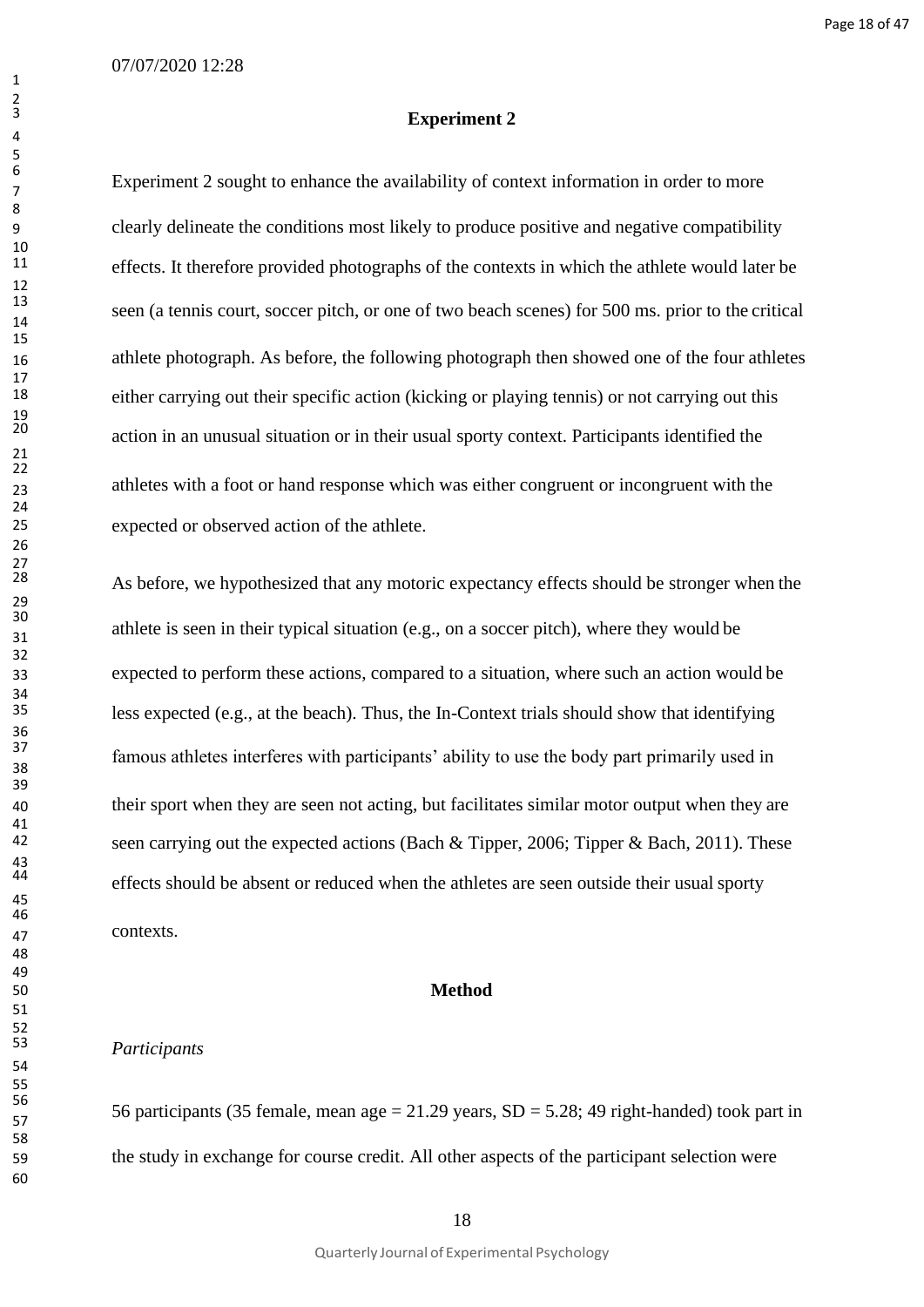## Experiment 2

Experiment 2 sought to enhance the availability of context information in order to more clearly delineate the conditions most likely to produce positive and negative compatibility effects. It therefore provided photographs of the contexts in which the athlete would later be seen (a tennis court, soccer pitch, or one of two beach scenes) for 500 ms. prior to the critical athlete photograph. As before, the following photograph then showed one of the four athletes either carrying out their specific action (kicking or playing tennis) or not carrying out this action in an unusual situation or in their usual sporty context. Participants identified the athletes with a foot or hand response which was either congruent or incongruent with the expected or observed action of the athlete.

As before, we hypothesized that any motoric expectancy effects should be stronger when the athlete is seen in their typical situation (e.g., on a soccer pitch), where they would be expected to perform these actions, compared to a situation, where such an action would be less expected (e.g., at the beach). Thus, the In-Context trials should show that identifying famous athletes interferes with participants' ability to use the body part primarily used in their sport when they are seen not acting, but facilitates similar motor output when they are seen carrying out the expected actions (Bach & Tipper, 2006; Tipper & Bach, 2011). These effects should be absent or reduced when the athletes are seen outside their usual sporty contexts.

### Method

*Participants*

56 participants (35 female, mean age = 21.29 years, SD = 5.28; 49 right-handed) took part in the study in exchange for course credit. All other aspects of the participant selection were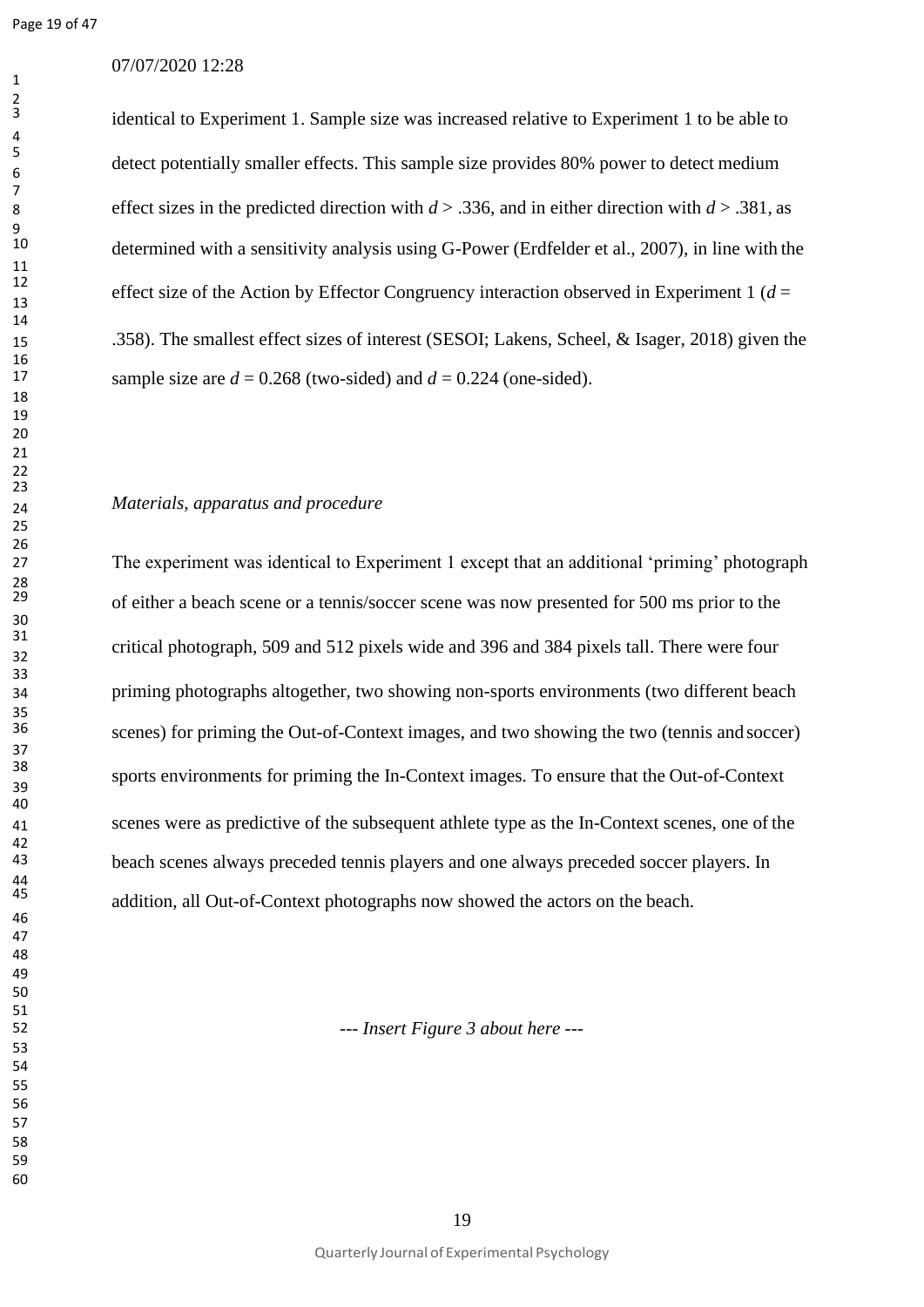identical to Experiment 1. Sample size was increased relative to Experiment 1 to be able to detect potentially smaller effects. This sample size provides 80% power to detect medium effect sizes in the predicted direction with $d > .336$, and in either direction with $d > .381$, as determined with a sensitivity analysis using G-Power (Erdfelder et al., 2007), in line with the effect size of the Action by Effector Congruency interaction observed in Experiment 1 ($d = .358$). The smallest effect sizes of interest (SESOI; Lakens, Scheel, & Isager, 2018) given the sample size are $d = 0.268$ (two-sided) and $d = 0.224$ (one-sided).

*Materials, apparatus and procedure*

The experiment was identical to Experiment 1 except that an additional 'priming' photograph of either a beach scene or a tennis/soccer scene was now presented for 500 ms prior to the critical photograph, 509 and 512 pixels wide and 396 and 384 pixels tall. There were four priming photographs altogether, two showing non-sports environments (two different beach scenes) for priming the Out-of-Context images, and two showing the two (tennis and soccer) sports environments for priming the In-Context images. To ensure that the Out-of-Context scenes were as predictive of the subsequent athlete type as the In-Context scenes, one of the beach scenes always preceded tennis players and one always preceded soccer players. In addition, all Out-of-Context photographs now showed the actors on the beach.

--- *Insert Figure 3 about here* ---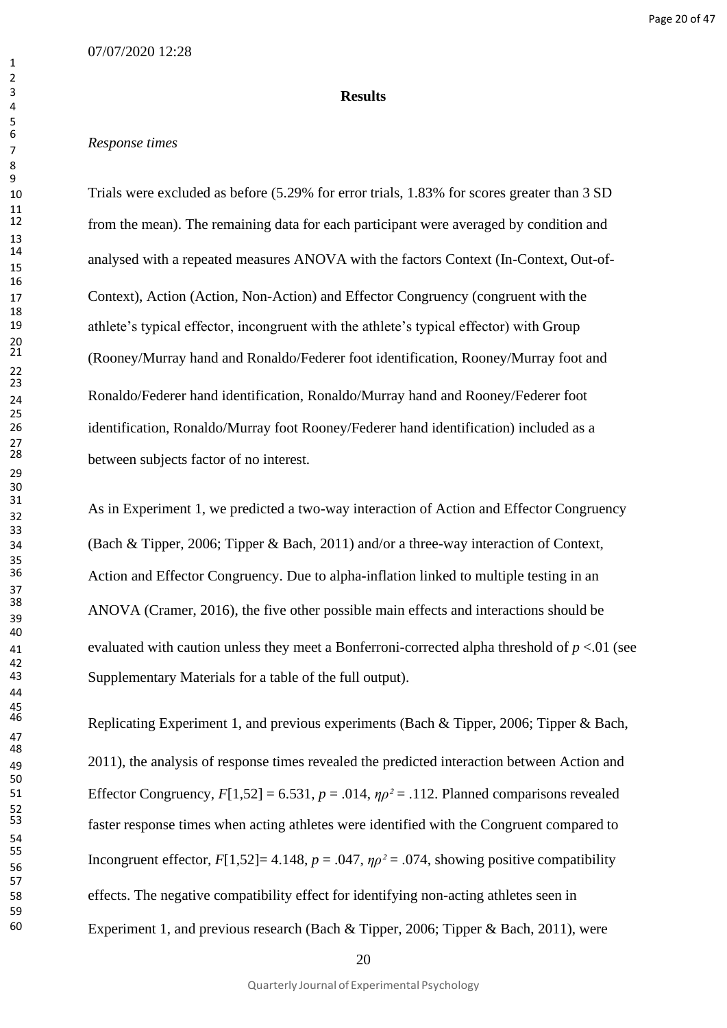07/07/2020 12:28

## Results

*Response times*

Trials were excluded as before (5.29% for error trials, 1.83% for scores greater than 3 SD from the mean). The remaining data for each participant were averaged by condition and analysed with a repeated measures ANOVA with the factors Context (In-Context, Out-of-Context), Action (Action, Non-Action) and Effector Congruency (congruent with the athlete's typical effector, incongruent with the athlete's typical effector) with Group (Rooney/Murray hand and Ronaldo/Federer foot identification, Rooney/Murray foot and Ronaldo/Federer hand identification, Ronaldo/Murray hand and Rooney/Federer foot identification, Ronaldo/Murray foot Rooney/Federer hand identification) included as a between subjects factor of no interest.

As in Experiment 1, we predicted a two-way interaction of Action and Effector Congruency (Bach & Tipper, 2006; Tipper & Bach, 2011) and/or a three-way interaction of Context, Action and Effector Congruency. Due to alpha-inflation linked to multiple testing in an ANOVA (Cramer, 2016), the five other possible main effects and interactions should be evaluated with caution unless they meet a Bonferroni-corrected alpha threshold of $p < .01$ (see Supplementary Materials for a table of the full output).

Replicating Experiment 1, and previous experiments (Bach & Tipper, 2006; Tipper & Bach, 2011), the analysis of response times revealed the predicted interaction between Action and Effector Congruency, $F[1,52] = 6.531$, $p = .014$, $\eta\rho^2 = .112$. Planned comparisons revealed faster response times when acting athletes were identified with the Congruent compared to Incongruent effector, $F[1,52] = 4.148$, $p = .047$, $\eta\rho^2 = .074$, showing positive compatibility effects. The negative compatibility effect for identifying non-acting athletes seen in Experiment 1, and previous research (Bach & Tipper, 2006; Tipper & Bach, 2011), were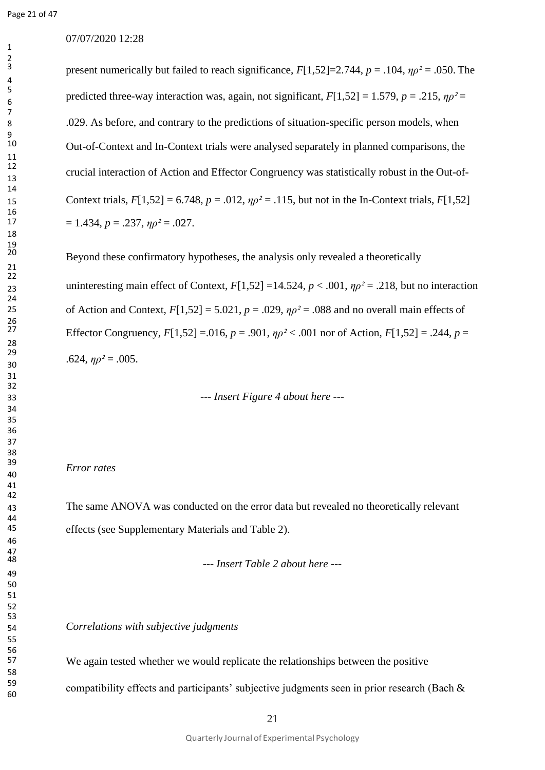present numerically but failed to reach significance, $F[1,52]=2.744$, $p = .104$, $\eta\rho^2 = .050$. The predicted three-way interaction was, again, not significant, $F[1,52] = 1.579$, $p = .215$, $\eta\rho^2 = .029$. As before, and contrary to the predictions of situation-specific person models, when Out-of-Context and In-Context trials were analysed separately in planned comparisons, the crucial interaction of Action and Effector Congruency was statistically robust in the Out-of-Context trials, $F[1,52] = 6.748$, $p = .012$, $\eta\rho^2 = .115$, but not in the In-Context trials, $F[1,52] = 1.434$, $p = .237$, $\eta\rho^2 = .027$.

Beyond these confirmatory hypotheses, the analysis only revealed a theoretically uninteresting main effect of Context, $F[1,52] =14.524$, $p < .001$, $\eta\rho^2 = .218$, but no interaction of Action and Context, $F[1,52] = 5.021$, $p = .029$, $\eta\rho^2 = .088$ and no overall main effects of Effector Congruency, $F[1,52] =.016$, $p = .901$, $\eta\rho^2 < .001$ nor of Action, $F[1,52] = .244$, $p = .624$, $\eta\rho^2 = .005$.

*--- Insert Figure 4 about here ---*

*Error rates*

The same ANOVA was conducted on the error data but revealed no theoretically relevant effects (see Supplementary Materials and Table 2).

*--- Insert Table 2 about here ---*

*Correlations with subjective judgments*

We again tested whether we would replicate the relationships between the positive compatibility effects and participants' subjective judgments seen in prior research (Bach &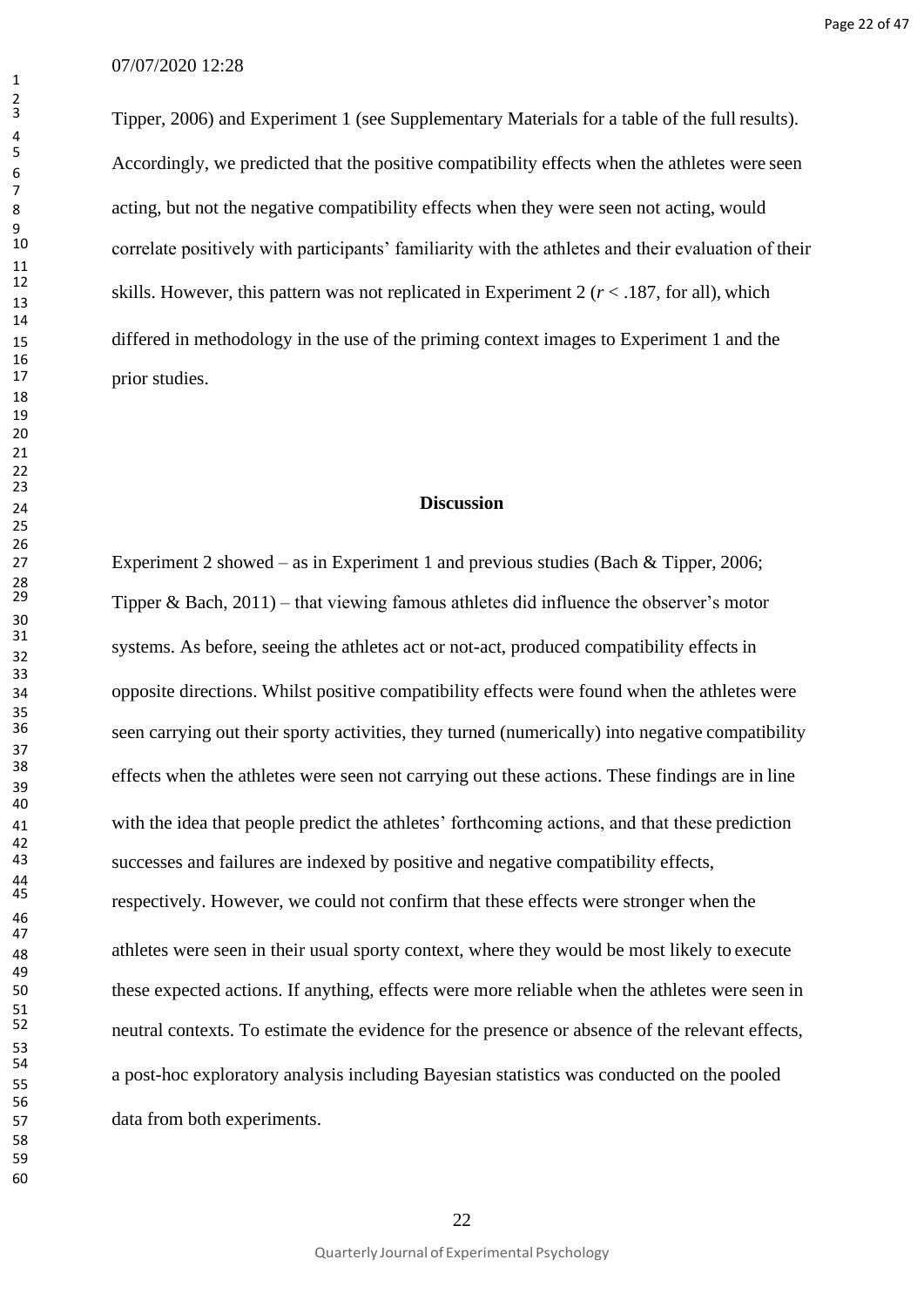Tipper, 2006) and Experiment 1 (see Supplementary Materials for a table of the full results). Accordingly, we predicted that the positive compatibility effects when the athletes were seen acting, but not the negative compatibility effects when they were seen not acting, would correlate positively with participants' familiarity with the athletes and their evaluation of their skills. However, this pattern was not replicated in Experiment 2 ($r < .187$, for all), which differed in methodology in the use of the priming context images to Experiment 1 and the prior studies.

## Discussion

Experiment 2 showed – as in Experiment 1 and previous studies (Bach & Tipper, 2006; Tipper & Bach, 2011) – that viewing famous athletes did influence the observer's motor systems. As before, seeing the athletes act or not-act, produced compatibility effects in opposite directions. Whilst positive compatibility effects were found when the athletes were seen carrying out their sporty activities, they turned (numerically) into negative compatibility effects when the athletes were seen not carrying out these actions. These findings are in line with the idea that people predict the athletes' forthcoming actions, and that these prediction successes and failures are indexed by positive and negative compatibility effects, respectively. However, we could not confirm that these effects were stronger when the athletes were seen in their usual sporty context, where they would be most likely to execute these expected actions. If anything, effects were more reliable when the athletes were seen in neutral contexts. To estimate the evidence for the presence or absence of the relevant effects, a post-hoc exploratory analysis including Bayesian statistics was conducted on the pooled data from both experiments.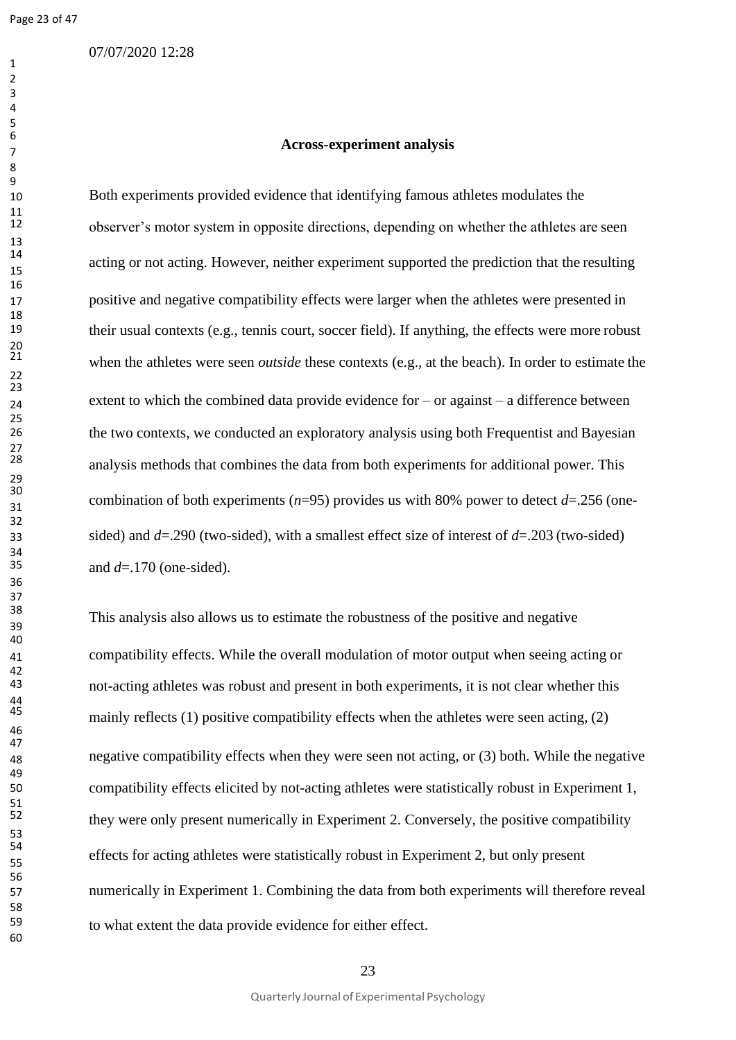## Across-experiment analysis

Both experiments provided evidence that identifying famous athletes modulates the observer's motor system in opposite directions, depending on whether the athletes are seen acting or not acting. However, neither experiment supported the prediction that the resulting positive and negative compatibility effects were larger when the athletes were presented in their usual contexts (e.g., tennis court, soccer field). If anything, the effects were more robust when the athletes were seen *outside* these contexts (e.g., at the beach). In order to estimate the extent to which the combined data provide evidence for – or against – a difference between the two contexts, we conducted an exploratory analysis using both Frequentist and Bayesian analysis methods that combines the data from both experiments for additional power. This combination of both experiments ($n$=95) provides us with 80% power to detect $d$=.256 (one-sided) and $d$=.290 (two-sided), with a smallest effect size of interest of $d$=.203 (two-sided) and $d$=.170 (one-sided).

This analysis also allows us to estimate the robustness of the positive and negative compatibility effects. While the overall modulation of motor output when seeing acting or not-acting athletes was robust and present in both experiments, it is not clear whether this mainly reflects (1) positive compatibility effects when the athletes were seen acting, (2) negative compatibility effects when they were seen not acting, or (3) both. While the negative compatibility effects elicited by not-acting athletes were statistically robust in Experiment 1, they were only present numerically in Experiment 2. Conversely, the positive compatibility effects for acting athletes were statistically robust in Experiment 2, but only present numerically in Experiment 1. Combining the data from both experiments will therefore reveal to what extent the data provide evidence for either effect.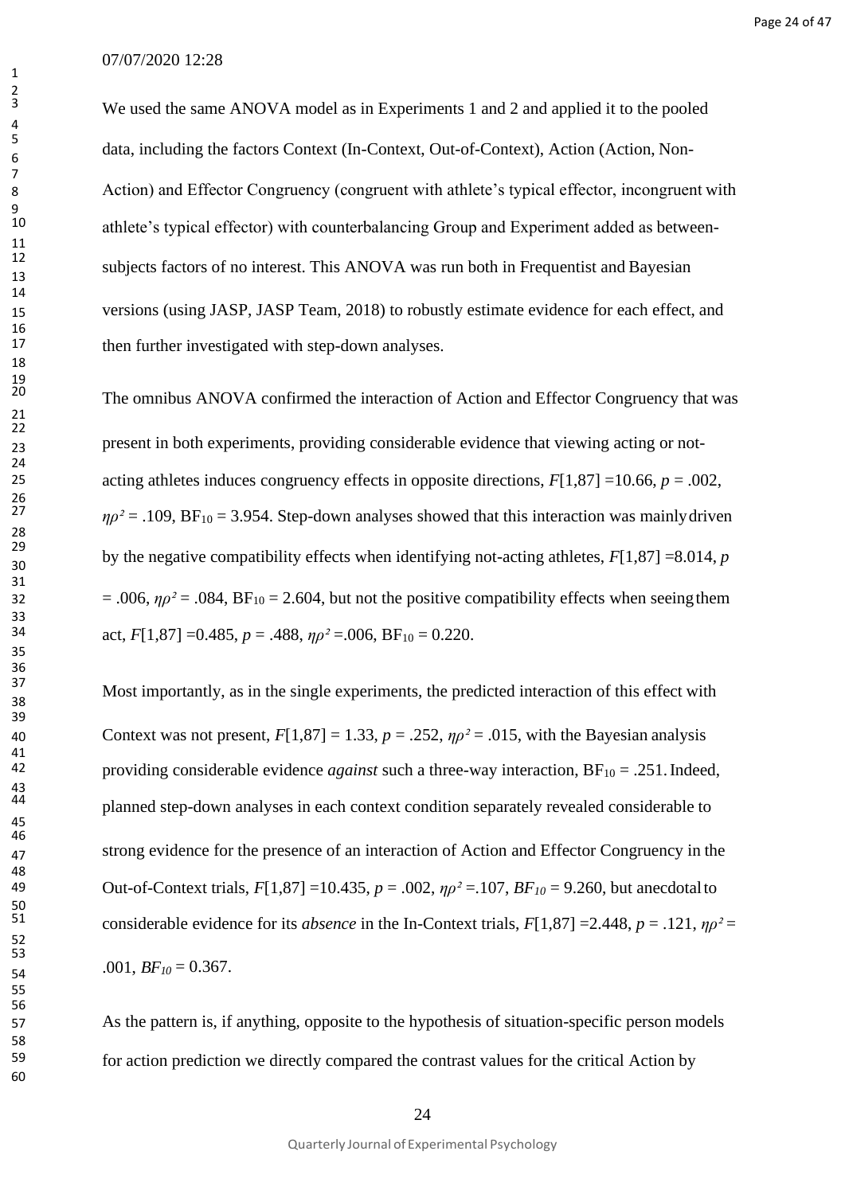We used the same ANOVA model as in Experiments 1 and 2 and applied it to the pooled data, including the factors Context (In-Context, Out-of-Context), Action (Action, Non-Action) and Effector Congruency (congruent with athlete's typical effector, incongruent with athlete's typical effector) with counterbalancing Group and Experiment added as between-subjects factors of no interest. This ANOVA was run both in Frequentist and Bayesian versions (using JASP, JASP Team, 2018) to robustly estimate evidence for each effect, and then further investigated with step-down analyses.

The omnibus ANOVA confirmed the interaction of Action and Effector Congruency that was present in both experiments, providing considerable evidence that viewing acting or not-acting athletes induces congruency effects in opposite directions, $F[1,87] = 10.66$, $p = .002$, $\eta\rho^2 = .109$, $BF_{10} = 3.954$. Step-down analyses showed that this interaction was mainly driven by the negative compatibility effects when identifying not-acting athletes, $F[1,87] = 8.014$, $p = .006$, $\eta\rho^2 = .084$, $BF_{10} = 2.604$, but not the positive compatibility effects when seeing them act, $F[1,87] = 0.485$, $p = .488$, $\eta\rho^2 = .006$, $BF_{10} = 0.220$.

Most importantly, as in the single experiments, the predicted interaction of this effect with Context was not present, $F[1,87] = 1.33$, $p = .252$, $\eta\rho^2 = .015$, with the Bayesian analysis providing considerable evidence *against* such a three-way interaction, $BF_{10} = .251$. Indeed, planned step-down analyses in each context condition separately revealed considerable to strong evidence for the presence of an interaction of Action and Effector Congruency in the Out-of-Context trials, $F[1,87] = 10.435$, $p = .002$, $\eta\rho^2 = .107$, $BF_{10} = 9.260$, but anecdotal to considerable evidence for its *absence* in the In-Context trials, $F[1,87] = 2.448$, $p = .121$, $\eta\rho^2 = .001$, $BF_{10} = 0.367$.

As the pattern is, if anything, opposite to the hypothesis of situation-specific person models for action prediction we directly compared the contrast values for the critical Action by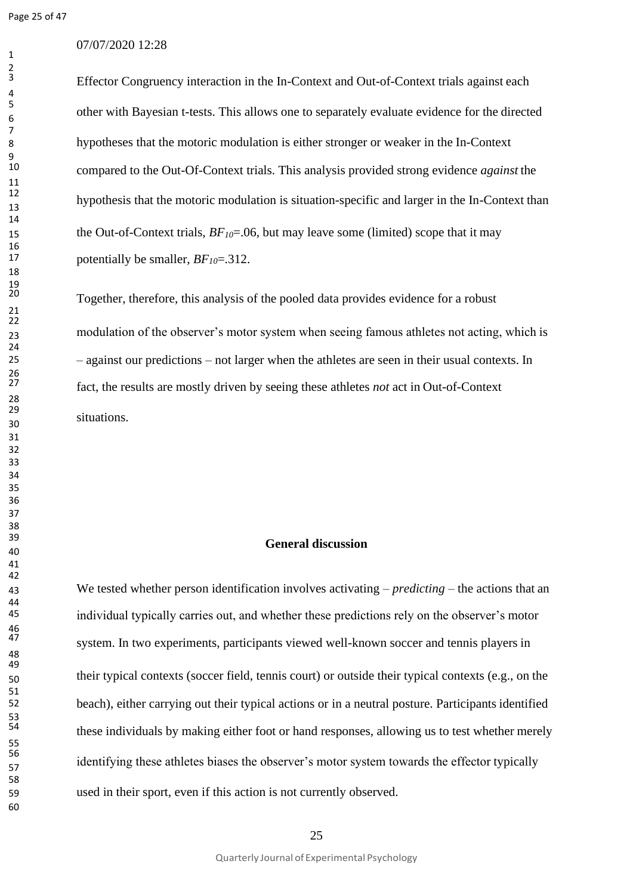Effector Congruency interaction in the In-Context and Out-of-Context trials against each other with Bayesian t-tests. This allows one to separately evaluate evidence for the directed hypotheses that the motoric modulation is either stronger or weaker in the In-Context compared to the Out-Of-Context trials. This analysis provided strong evidence *against* the hypothesis that the motoric modulation is situation-specific and larger in the In-Context than the Out-of-Context trials, $BF_{10}$=.06, but may leave some (limited) scope that it may potentially be smaller, $BF_{10}$=.312.

Together, therefore, this analysis of the pooled data provides evidence for a robust modulation of the observer's motor system when seeing famous athletes not acting, which is – against our predictions – not larger when the athletes are seen in their usual contexts. In fact, the results are mostly driven by seeing these athletes *not* act in Out-of-Context situations.

## General discussion

We tested whether person identification involves activating – *predicting* – the actions that an individual typically carries out, and whether these predictions rely on the observer's motor system. In two experiments, participants viewed well-known soccer and tennis players in their typical contexts (soccer field, tennis court) or outside their typical contexts (e.g., on the beach), either carrying out their typical actions or in a neutral posture. Participants identified these individuals by making either foot or hand responses, allowing us to test whether merely identifying these athletes biases the observer's motor system towards the effector typically used in their sport, even if this action is not currently observed.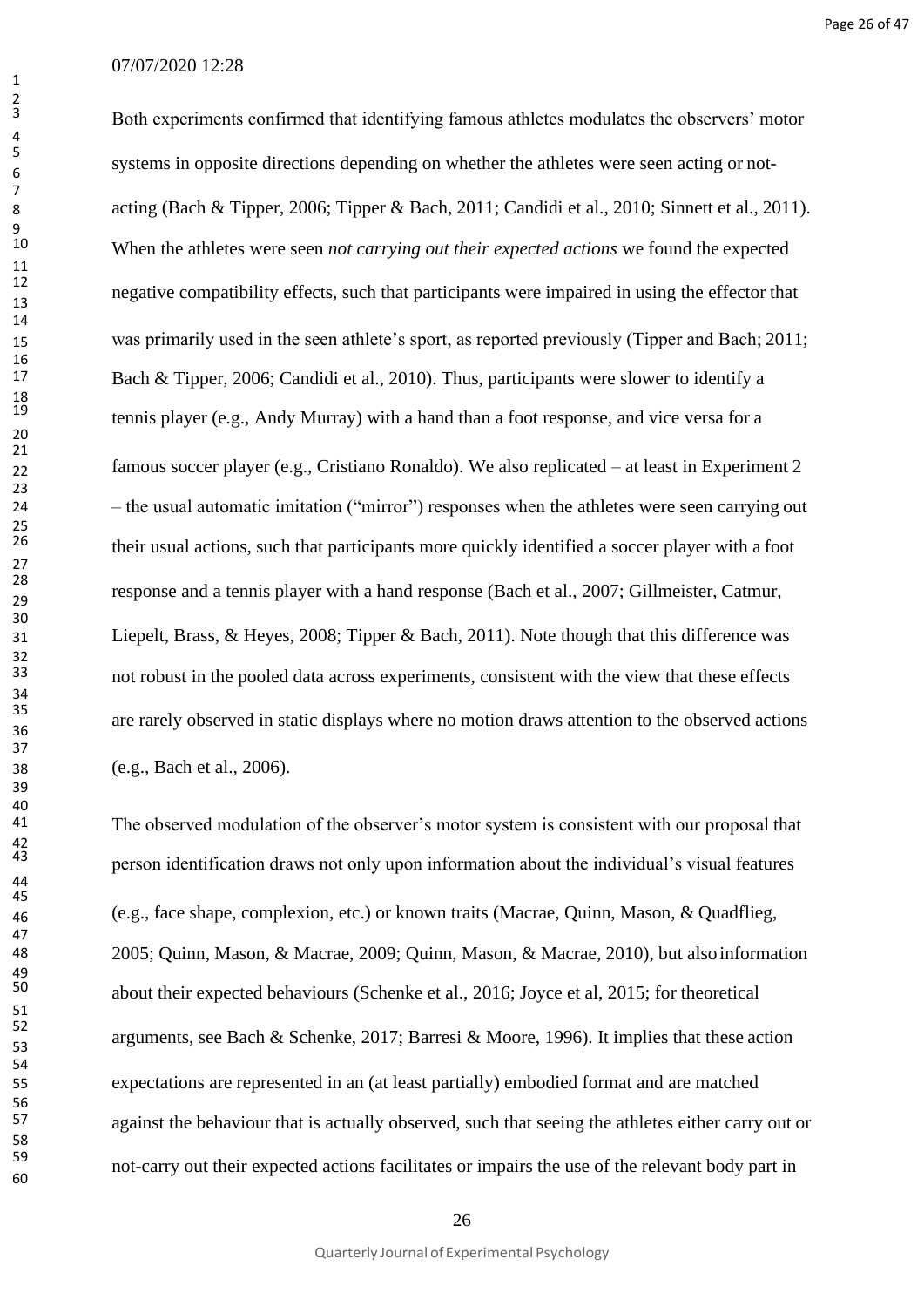Both experiments confirmed that identifying famous athletes modulates the observers' motor systems in opposite directions depending on whether the athletes were seen acting or not-acting (Bach & Tipper, 2006; Tipper & Bach, 2011; Candidi et al., 2010; Sinnett et al., 2011). When the athletes were seen *not carrying out their expected actions* we found the expected negative compatibility effects, such that participants were impaired in using the effector that was primarily used in the seen athlete's sport, as reported previously (Tipper and Bach; 2011; Bach & Tipper, 2006; Candidi et al., 2010). Thus, participants were slower to identify a tennis player (e.g., Andy Murray) with a hand than a foot response, and vice versa for a famous soccer player (e.g., Cristiano Ronaldo). We also replicated – at least in Experiment 2 – the usual automatic imitation ("mirror") responses when the athletes were seen carrying out their usual actions, such that participants more quickly identified a soccer player with a foot response and a tennis player with a hand response (Bach et al., 2007; Gillmeister, Catmur, Liepelt, Brass, & Heyes, 2008; Tipper & Bach, 2011). Note though that this difference was not robust in the pooled data across experiments, consistent with the view that these effects are rarely observed in static displays where no motion draws attention to the observed actions (e.g., Bach et al., 2006).

The observed modulation of the observer's motor system is consistent with our proposal that person identification draws not only upon information about the individual's visual features (e.g., face shape, complexion, etc.) or known traits (Macrae, Quinn, Mason, & Quadflieg, 2005; Quinn, Mason, & Macrae, 2009; Quinn, Mason, & Macrae, 2010), but also information about their expected behaviours (Schenke et al., 2016; Joyce et al, 2015; for theoretical arguments, see Bach & Schenke, 2017; Barresi & Moore, 1996). It implies that these action expectations are represented in an (at least partially) embodied format and are matched against the behaviour that is actually observed, such that seeing the athletes either carry out or not-carry out their expected actions facilitates or impairs the use of the relevant body part in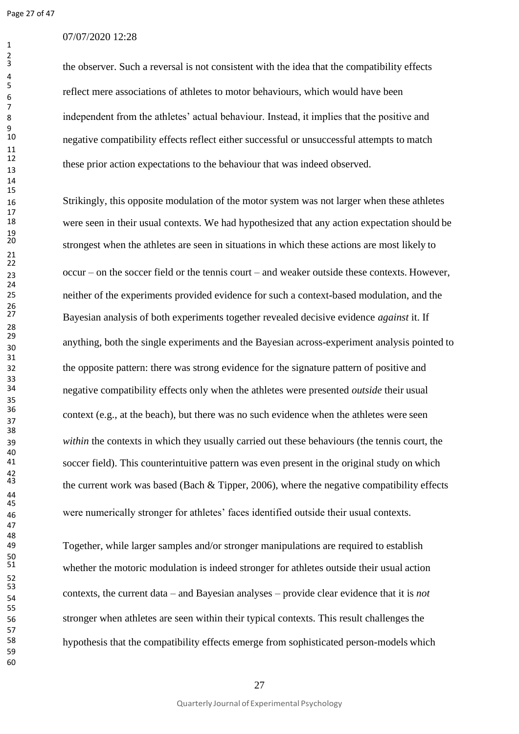the observer. Such a reversal is not consistent with the idea that the compatibility effects reflect mere associations of athletes to motor behaviours, which would have been independent from the athletes' actual behaviour. Instead, it implies that the positive and negative compatibility effects reflect either successful or unsuccessful attempts to match these prior action expectations to the behaviour that was indeed observed.

Strikingly, this opposite modulation of the motor system was not larger when these athletes were seen in their usual contexts. We had hypothesized that any action expectation should be strongest when the athletes are seen in situations in which these actions are most likely to occur – on the soccer field or the tennis court – and weaker outside these contexts. However, neither of the experiments provided evidence for such a context-based modulation, and the Bayesian analysis of both experiments together revealed decisive evidence *against* it. If anything, both the single experiments and the Bayesian across-experiment analysis pointed to the opposite pattern: there was strong evidence for the signature pattern of positive and negative compatibility effects only when the athletes were presented *outside* their usual context (e.g., at the beach), but there was no such evidence when the athletes were seen *within* the contexts in which they usually carried out these behaviours (the tennis court, the soccer field). This counterintuitive pattern was even present in the original study on which the current work was based (Bach & Tipper, 2006), where the negative compatibility effects were numerically stronger for athletes' faces identified outside their usual contexts.

Together, while larger samples and/or stronger manipulations are required to establish whether the motoric modulation is indeed stronger for athletes outside their usual action contexts, the current data – and Bayesian analyses – provide clear evidence that it is *not* stronger when athletes are seen within their typical contexts. This result challenges the hypothesis that the compatibility effects emerge from sophisticated person-models which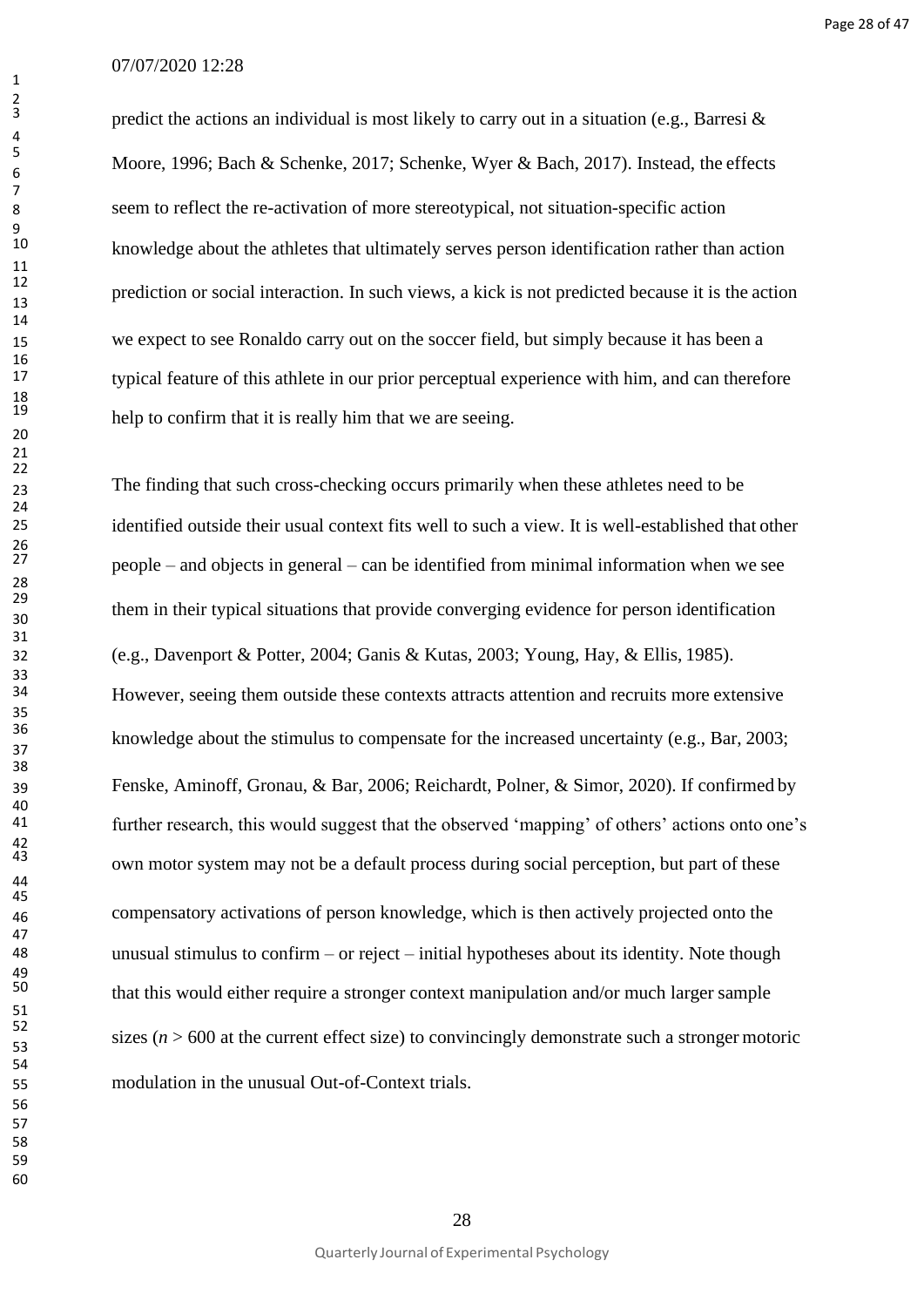predict the actions an individual is most likely to carry out in a situation (e.g., Barresi & Moore, 1996; Bach & Schenke, 2017; Schenke, Wyer & Bach, 2017). Instead, the effects seem to reflect the re-activation of more stereotypical, not situation-specific action knowledge about the athletes that ultimately serves person identification rather than action prediction or social interaction. In such views, a kick is not predicted because it is the action we expect to see Ronaldo carry out on the soccer field, but simply because it has been a typical feature of this athlete in our prior perceptual experience with him, and can therefore help to confirm that it is really him that we are seeing.

The finding that such cross-checking occurs primarily when these athletes need to be identified outside their usual context fits well to such a view. It is well-established that other people – and objects in general – can be identified from minimal information when we see them in their typical situations that provide converging evidence for person identification (e.g., Davenport & Potter, 2004; Ganis & Kutas, 2003; Young, Hay, & Ellis, 1985). However, seeing them outside these contexts attracts attention and recruits more extensive knowledge about the stimulus to compensate for the increased uncertainty (e.g., Bar, 2003; Fenske, Aminoff, Gronau, & Bar, 2006; Reichardt, Polner, & Simor, 2020). If confirmed by further research, this would suggest that the observed 'mapping' of others' actions onto one's own motor system may not be a default process during social perception, but part of these compensatory activations of person knowledge, which is then actively projected onto the unusual stimulus to confirm – or reject – initial hypotheses about its identity. Note though that this would either require a stronger context manipulation and/or much larger sample sizes ($n > 600$ at the current effect size) to convincingly demonstrate such a stronger motoric modulation in the unusual Out-of-Context trials.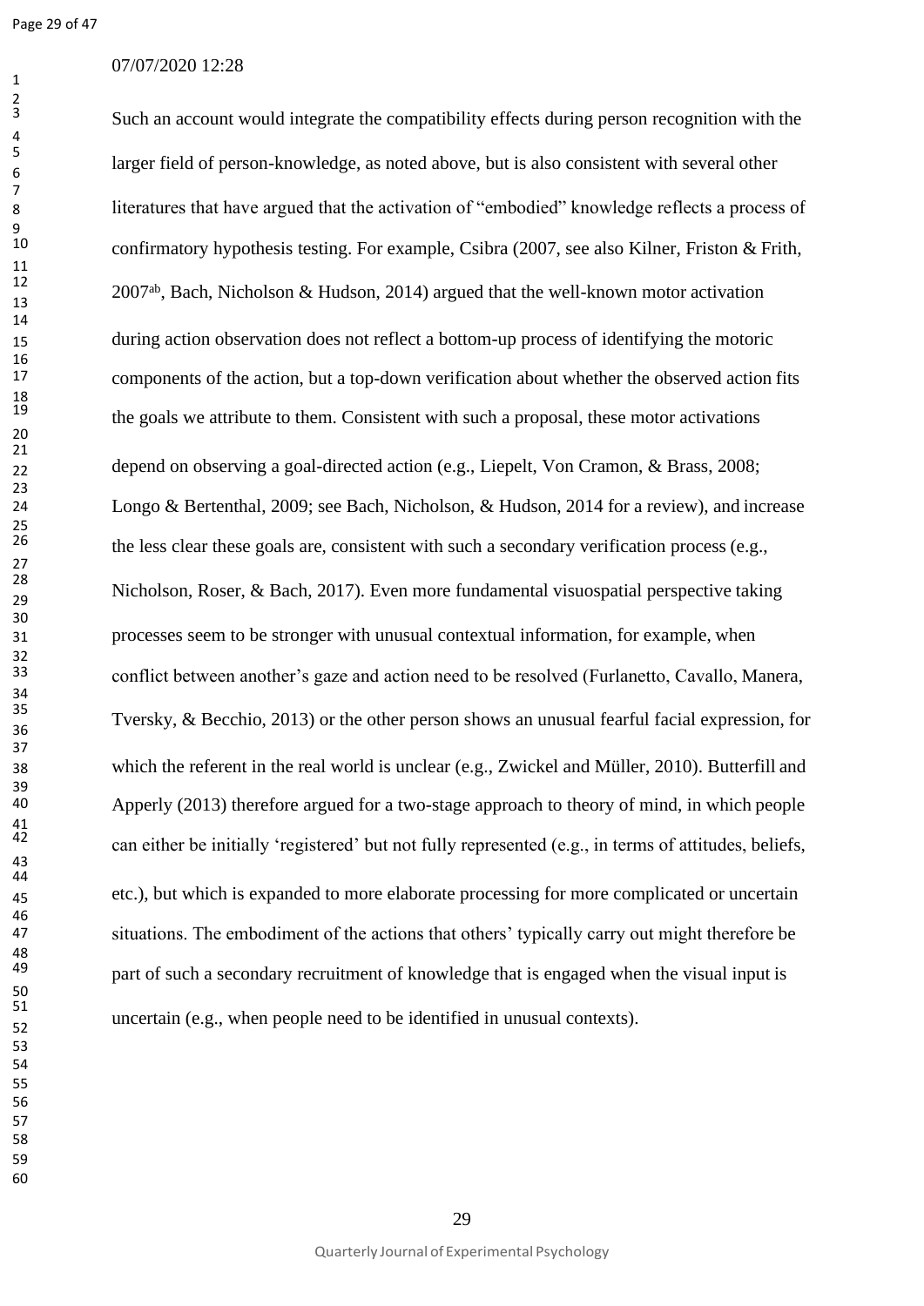Such an account would integrate the compatibility effects during person recognition with the larger field of person-knowledge, as noted above, but is also consistent with several other literatures that have argued that the activation of "embodied" knowledge reflects a process of confirmatory hypothesis testing. For example, Csibra (2007, see also Kilner, Friston & Frith, 2007[ab], Bach, Nicholson & Hudson, 2014) argued that the well-known motor activation during action observation does not reflect a bottom-up process of identifying the motoric components of the action, but a top-down verification about whether the observed action fits the goals we attribute to them. Consistent with such a proposal, these motor activations depend on observing a goal-directed action (e.g., Liepelt, Von Cramon, & Brass, 2008; Longo & Bertenthal, 2009; see Bach, Nicholson, & Hudson, 2014 for a review), and increase the less clear these goals are, consistent with such a secondary verification process (e.g., Nicholson, Roser, & Bach, 2017). Even more fundamental visuospatial perspective taking processes seem to be stronger with unusual contextual information, for example, when conflict between another's gaze and action need to be resolved (Furlanetto, Cavallo, Manera, Tversky, & Becchio, 2013) or the other person shows an unusual fearful facial expression, for which the referent in the real world is unclear (e.g., Zwickel and Müller, 2010). Butterfill and Apperly (2013) therefore argued for a two-stage approach to theory of mind, in which people can either be initially 'registered' but not fully represented (e.g., in terms of attitudes, beliefs, etc.), but which is expanded to more elaborate processing for more complicated or uncertain situations. The embodiment of the actions that others' typically carry out might therefore be part of such a secondary recruitment of knowledge that is engaged when the visual input is uncertain (e.g., when people need to be identified in unusual contexts).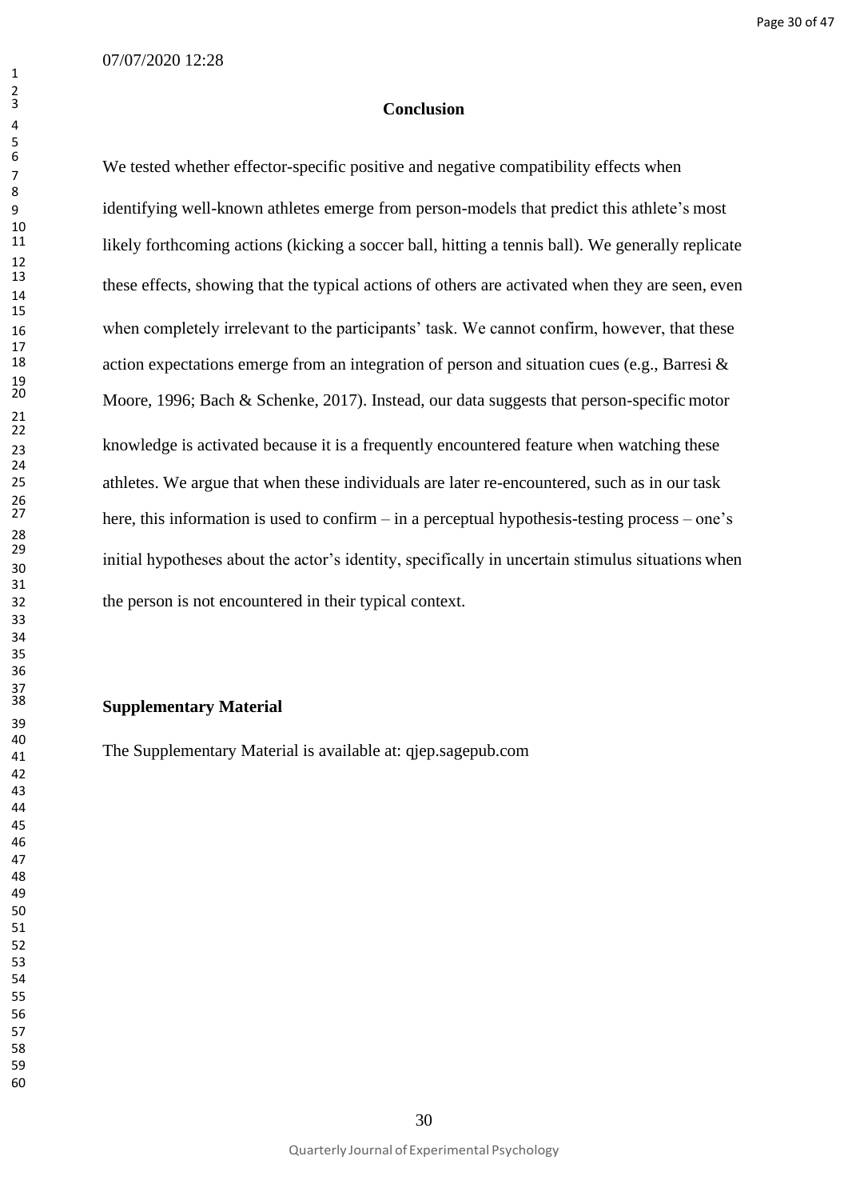## Conclusion

We tested whether effector-specific positive and negative compatibility effects when identifying well-known athletes emerge from person-models that predict this athlete's most likely forthcoming actions (kicking a soccer ball, hitting a tennis ball). We generally replicate these effects, showing that the typical actions of others are activated when they are seen, even when completely irrelevant to the participants' task. We cannot confirm, however, that these action expectations emerge from an integration of person and situation cues (e.g., Barresi & Moore, 1996; Bach & Schenke, 2017). Instead, our data suggests that person-specific motor knowledge is activated because it is a frequently encountered feature when watching these athletes. We argue that when these individuals are later re-encountered, such as in our task here, this information is used to confirm – in a perceptual hypothesis-testing process – one's initial hypotheses about the actor's identity, specifically in uncertain stimulus situations when the person is not encountered in their typical context.

**Supplementary Material**

The Supplementary Material is available at: qjep.sagepub.com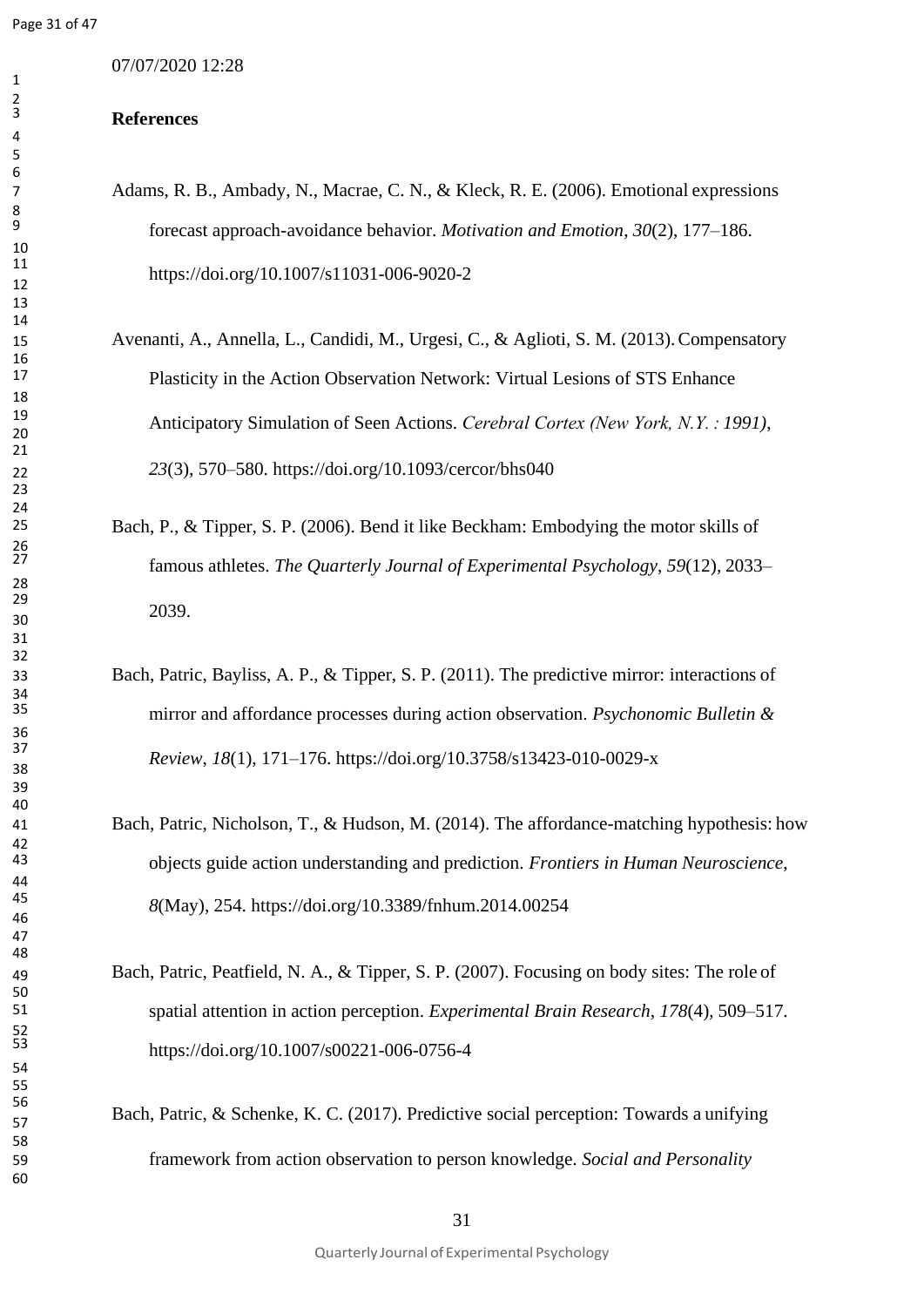07/07/2020 12:28

**References**

Adams, R. B., Ambady, N., Macrae, C. N., & Kleck, R. E. (2006). Emotional expressions forecast approach-avoidance behavior. *Motivation and Emotion*, *30*(2), 177–186. https://doi.org/10.1007/s11031-006-9020-2

Avenanti, A., Annella, L., Candidi, M., Urgesi, C., & Aglioti, S. M. (2013). Compensatory Plasticity in the Action Observation Network: Virtual Lesions of STS Enhance Anticipatory Simulation of Seen Actions. *Cerebral Cortex (New York, N.Y. : 1991)*, *23*(3), 570–580. https://doi.org/10.1093/cercor/bhs040

Bach, P., & Tipper, S. P. (2006). Bend it like Beckham: Embodying the motor skills of famous athletes. *The Quarterly Journal of Experimental Psychology*, *59*(12), 2033–2039.

Bach, Patric, Bayliss, A. P., & Tipper, S. P. (2011). The predictive mirror: interactions of mirror and affordance processes during action observation. *Psychonomic Bulletin & Review*, *18*(1), 171–176. https://doi.org/10.3758/s13423-010-0029-x

Bach, Patric, Nicholson, T., & Hudson, M. (2014). The affordance-matching hypothesis: how objects guide action understanding and prediction. *Frontiers in Human Neuroscience*, *8*(May), 254. https://doi.org/10.3389/fnhum.2014.00254

Bach, Patric, Peatfield, N. A., & Tipper, S. P. (2007). Focusing on body sites: The role of spatial attention in action perception. *Experimental Brain Research*, *178*(4), 509–517. https://doi.org/10.1007/s00221-006-0756-4

Bach, Patric, & Schenke, K. C. (2017). Predictive social perception: Towards a unifying framework from action observation to person knowledge. *Social and Personality*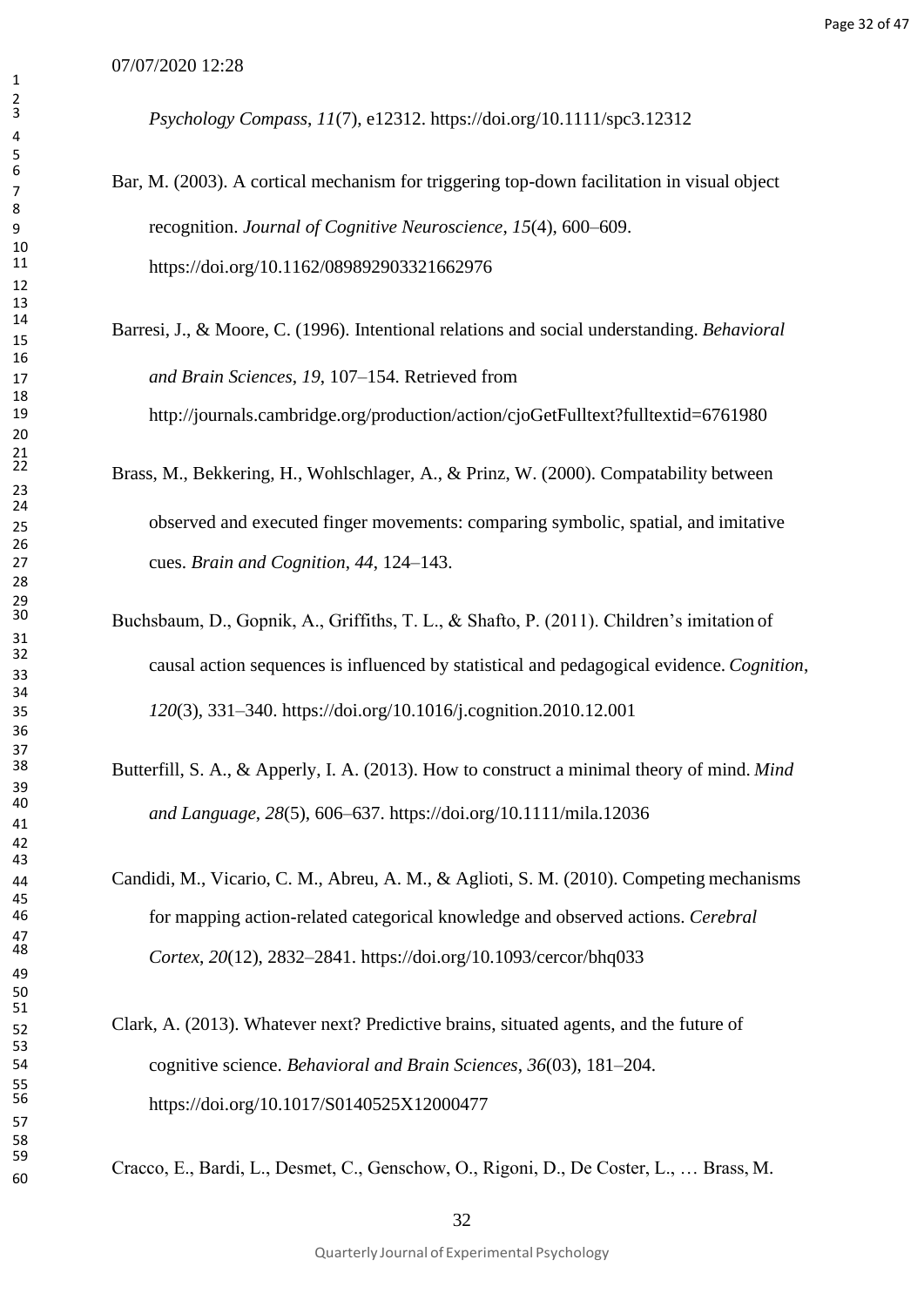*Psychology Compass*, *11*(7), e12312. https://doi.org/10.1111/spc3.12312

Bar, M. (2003). A cortical mechanism for triggering top-down facilitation in visual object recognition. *Journal of Cognitive Neuroscience*, *15*(4), 600–609. https://doi.org/10.1162/089892903321662976

Barresi, J., & Moore, C. (1996). Intentional relations and social understanding. *Behavioral and Brain Sciences*, *19*, 107–154. Retrieved from http://journals.cambridge.org/production/action/cjoGetFulltext?fulltextid=6761980

Brass, M., Bekkering, H., Wohlschlager, A., & Prinz, W. (2000). Compatability between observed and executed finger movements: comparing symbolic, spatial, and imitative cues. *Brain and Cognition*, *44*, 124–143.

Buchsbaum, D., Gopnik, A., Griffiths, T. L., & Shafto, P. (2011). Children's imitation of causal action sequences is influenced by statistical and pedagogical evidence. *Cognition*, *120*(3), 331–340. https://doi.org/10.1016/j.cognition.2010.12.001

Butterfill, S. A., & Apperly, I. A. (2013). How to construct a minimal theory of mind. *Mind and Language*, *28*(5), 606–637. https://doi.org/10.1111/mila.12036

Candidi, M., Vicario, C. M., Abreu, A. M., & Aglioti, S. M. (2010). Competing mechanisms for mapping action-related categorical knowledge and observed actions. *Cerebral Cortex*, *20*(12), 2832–2841. https://doi.org/10.1093/cercor/bhq033

Clark, A. (2013). Whatever next? Predictive brains, situated agents, and the future of cognitive science. *Behavioral and Brain Sciences*, *36*(03), 181–204. https://doi.org/10.1017/S0140525X12000477

Cracco, E., Bardi, L., Desmet, C., Genschow, O., Rigoni, D., De Coster, L., … Brass, M.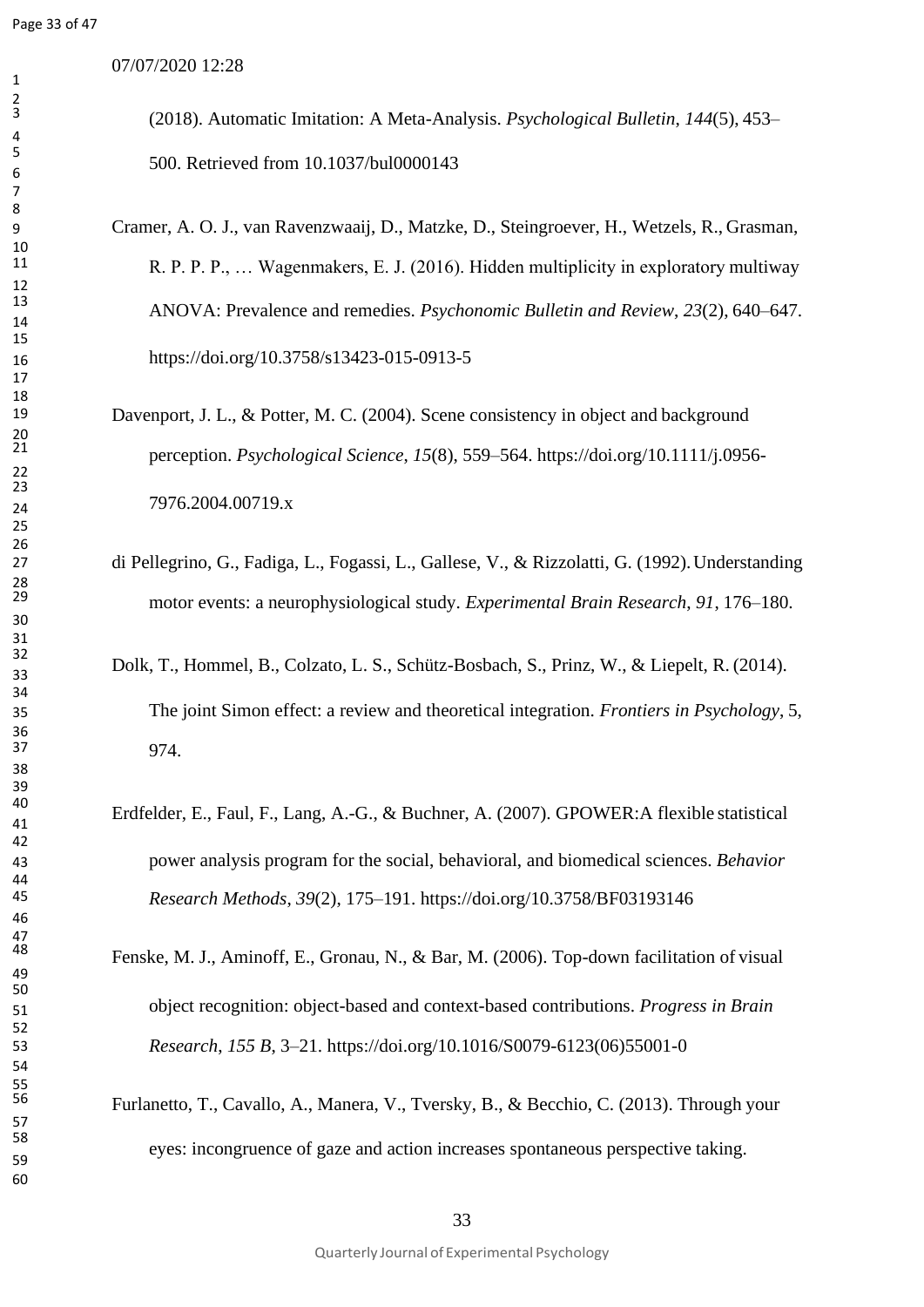(2018). Automatic Imitation: A Meta-Analysis. *Psychological Bulletin*, *144*(5), 453–500. Retrieved from 10.1037/bul0000143

Cramer, A. O. J., van Ravenzwaaij, D., Matzke, D., Steingroever, H., Wetzels, R., Grasman, R. P. P. P., … Wagenmakers, E. J. (2016). Hidden multiplicity in exploratory multiway ANOVA: Prevalence and remedies. *Psychonomic Bulletin and Review*, *23*(2), 640–647. https://doi.org/10.3758/s13423-015-0913-5

Davenport, J. L., & Potter, M. C. (2004). Scene consistency in object and background perception. *Psychological Science*, *15*(8), 559–564. https://doi.org/10.1111/j.0956-7976.2004.00719.x

di Pellegrino, G., Fadiga, L., Fogassi, L., Gallese, V., & Rizzolatti, G. (1992). Understanding motor events: a neurophysiological study. *Experimental Brain Research*, *91*, 176–180.

Dolk, T., Hommel, B., Colzato, L. S., Schütz-Bosbach, S., Prinz, W., & Liepelt, R. (2014). The joint Simon effect: a review and theoretical integration. *Frontiers in Psychology*, 5, 974.

Erdfelder, E., Faul, F., Lang, A.-G., & Buchner, A. (2007). GPOWER:A flexible statistical power analysis program for the social, behavioral, and biomedical sciences. *Behavior Research Methods*, *39*(2), 175–191. https://doi.org/10.3758/BF03193146

Fenske, M. J., Aminoff, E., Gronau, N., & Bar, M. (2006). Top-down facilitation of visual object recognition: object-based and context-based contributions. *Progress in Brain Research*, *155 B*, 3–21. https://doi.org/10.1016/S0079-6123(06)55001-0

Furlanetto, T., Cavallo, A., Manera, V., Tversky, B., & Becchio, C. (2013). Through your eyes: incongruence of gaze and action increases spontaneous perspective taking.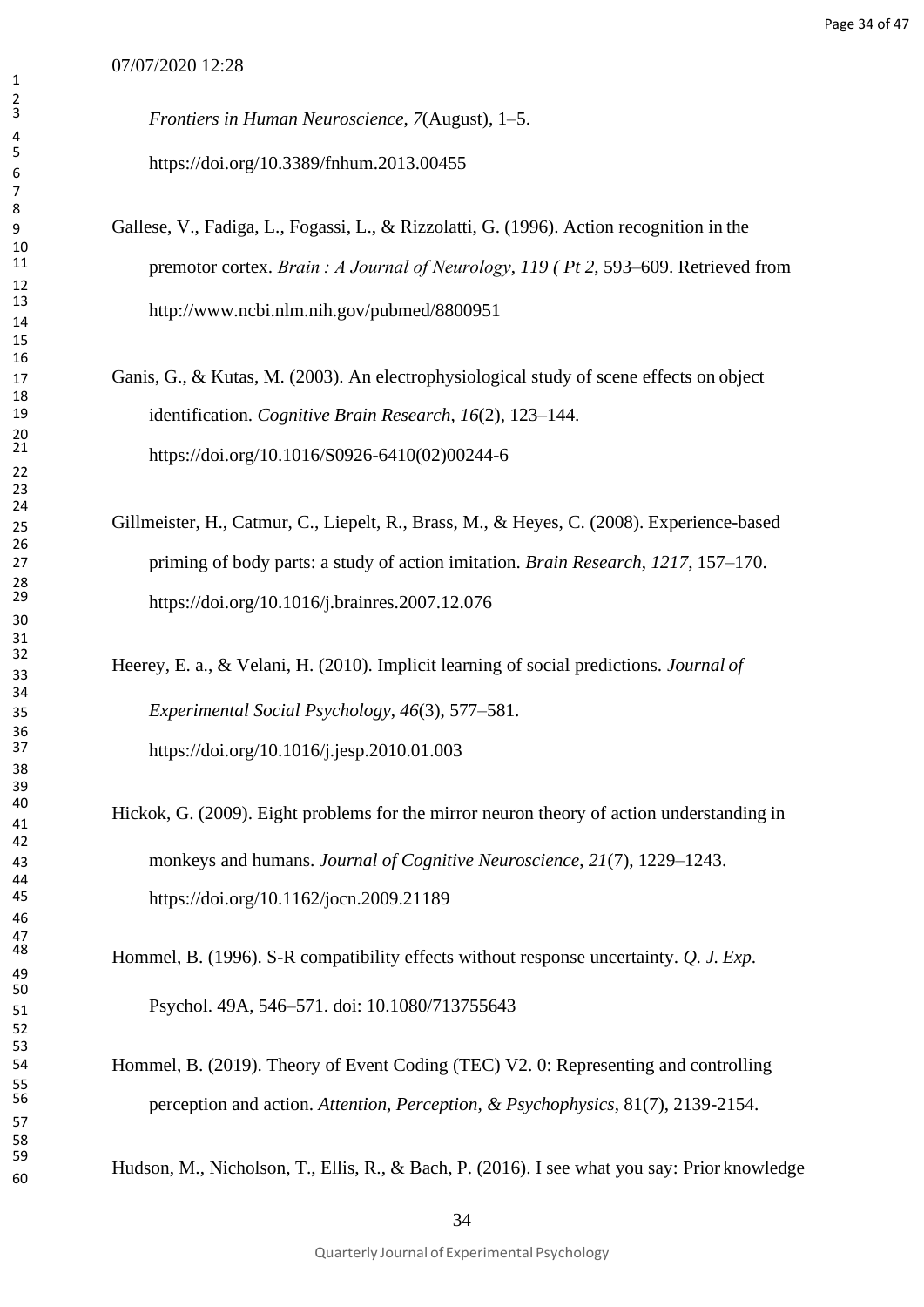*Frontiers in Human Neuroscience*, *7*(August), 1–5. https://doi.org/10.3389/fnhum.2013.00455

Gallese, V., Fadiga, L., Fogassi, L., & Rizzolatti, G. (1996). Action recognition in the premotor cortex. *Brain : A Journal of Neurology*, *119 ( Pt 2*, 593–609. Retrieved from http://www.ncbi.nlm.nih.gov/pubmed/8800951

Ganis, G., & Kutas, M. (2003). An electrophysiological study of scene effects on object identification. *Cognitive Brain Research*, *16*(2), 123–144. https://doi.org/10.1016/S0926-6410(02)00244-6

Gillmeister, H., Catmur, C., Liepelt, R., Brass, M., & Heyes, C. (2008). Experience-based priming of body parts: a study of action imitation. *Brain Research*, *1217*, 157–170. https://doi.org/10.1016/j.brainres.2007.12.076

Heerey, E. a., & Velani, H. (2010). Implicit learning of social predictions. *Journal of Experimental Social Psychology*, *46*(3), 577–581. https://doi.org/10.1016/j.jesp.2010.01.003

Hickok, G. (2009). Eight problems for the mirror neuron theory of action understanding in monkeys and humans. *Journal of Cognitive Neuroscience*, *21*(7), 1229–1243. https://doi.org/10.1162/jocn.2009.21189

Hommel, B. (1996). S-R compatibility effects without response uncertainty. *Q. J. Exp.* Psychol. 49A, 546–571. doi: 10.1080/713755643

Hommel, B. (2019). Theory of Event Coding (TEC) V2. 0: Representing and controlling perception and action. *Attention, Perception, & Psychophysics*, 81(7), 2139-2154.

Hudson, M., Nicholson, T., Ellis, R., & Bach, P. (2016). I see what you say: Prior knowledge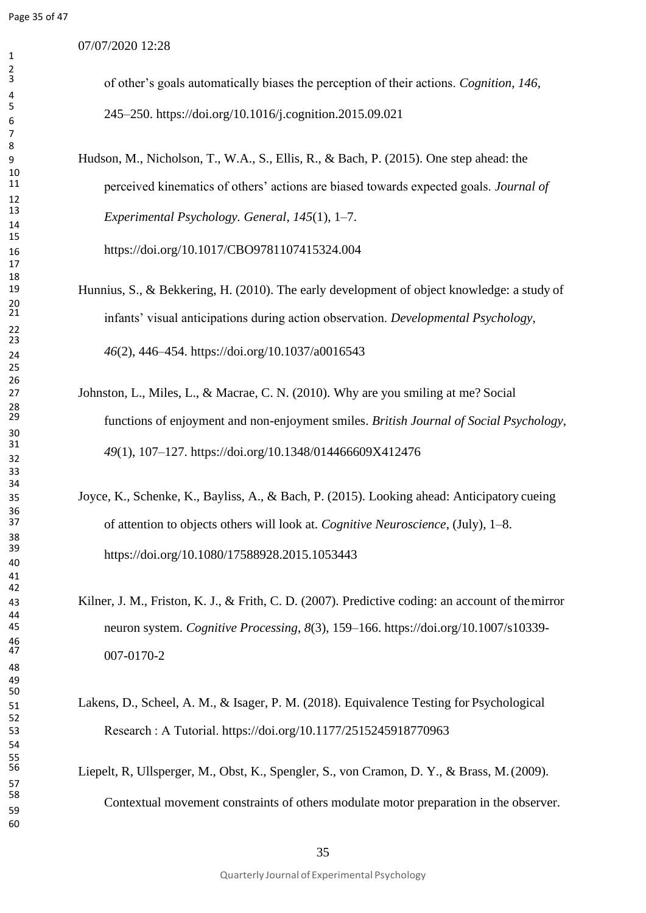of other's goals automatically biases the perception of their actions. *Cognition*, *146*, 245–250. https://doi.org/10.1016/j.cognition.2015.09.021

Hudson, M., Nicholson, T., W.A., S., Ellis, R., & Bach, P. (2015). One step ahead: the perceived kinematics of others' actions are biased towards expected goals. *Journal of Experimental Psychology. General*, *145*(1), 1–7. https://doi.org/10.1017/CBO9781107415324.004

Hunnius, S., & Bekkering, H. (2010). The early development of object knowledge: a study of infants' visual anticipations during action observation. *Developmental Psychology*, *46*(2), 446–454. https://doi.org/10.1037/a0016543

Johnston, L., Miles, L., & Macrae, C. N. (2010). Why are you smiling at me? Social functions of enjoyment and non-enjoyment smiles. *British Journal of Social Psychology*, *49*(1), 107–127. https://doi.org/10.1348/014466609X412476

Joyce, K., Schenke, K., Bayliss, A., & Bach, P. (2015). Looking ahead: Anticipatory cueing of attention to objects others will look at. *Cognitive Neuroscience*, (July), 1–8. https://doi.org/10.1080/17588928.2015.1053443

Kilner, J. M., Friston, K. J., & Frith, C. D. (2007). Predictive coding: an account of the mirror neuron system. *Cognitive Processing*, *8*(3), 159–166. https://doi.org/10.1007/s10339-007-0170-2

Lakens, D., Scheel, A. M., & Isager, P. M. (2018). Equivalence Testing for Psychological Research : A Tutorial. https://doi.org/10.1177/2515245918770963

Liepelt, R, Ullsperger, M., Obst, K., Spengler, S., von Cramon, D. Y., & Brass, M. (2009). Contextual movement constraints of others modulate motor preparation in the observer.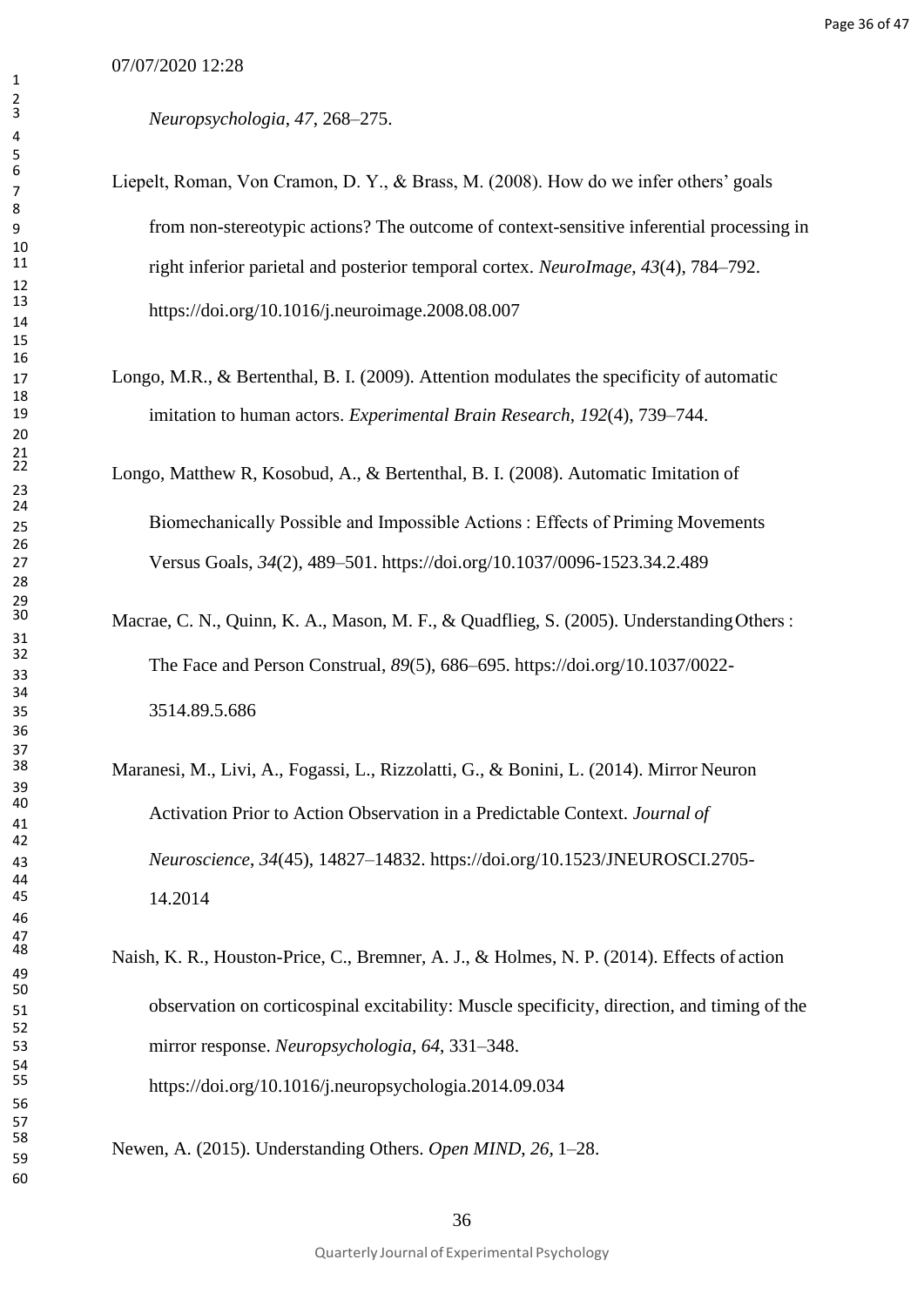*Neuropsychologia*, *47*, 268–275.

Liepelt, Roman, Von Cramon, D. Y., & Brass, M. (2008). How do we infer others' goals from non-stereotypic actions? The outcome of context-sensitive inferential processing in right inferior parietal and posterior temporal cortex. *NeuroImage*, *43*(4), 784–792. https://doi.org/10.1016/j.neuroimage.2008.08.007

Longo, M.R., & Bertenthal, B. I. (2009). Attention modulates the specificity of automatic imitation to human actors. *Experimental Brain Research*, *192*(4), 739–744.

Longo, Matthew R, Kosobud, A., & Bertenthal, B. I. (2008). Automatic Imitation of Biomechanically Possible and Impossible Actions : Effects of Priming Movements Versus Goals, *34*(2), 489–501. https://doi.org/10.1037/0096-1523.34.2.489

Macrae, C. N., Quinn, K. A., Mason, M. F., & Quadflieg, S. (2005). Understanding Others : The Face and Person Construal, *89*(5), 686–695. https://doi.org/10.1037/0022-3514.89.5.686

Maranesi, M., Livi, A., Fogassi, L., Rizzolatti, G., & Bonini, L. (2014). Mirror Neuron Activation Prior to Action Observation in a Predictable Context. *Journal of Neuroscience*, *34*(45), 14827–14832. https://doi.org/10.1523/JNEUROSCI.2705-14.2014

Naish, K. R., Houston-Price, C., Bremner, A. J., & Holmes, N. P. (2014). Effects of action observation on corticospinal excitability: Muscle specificity, direction, and timing of the mirror response. *Neuropsychologia*, *64*, 331–348. https://doi.org/10.1016/j.neuropsychologia.2014.09.034

Newen, A. (2015). Understanding Others. *Open MIND*, *26*, 1–28.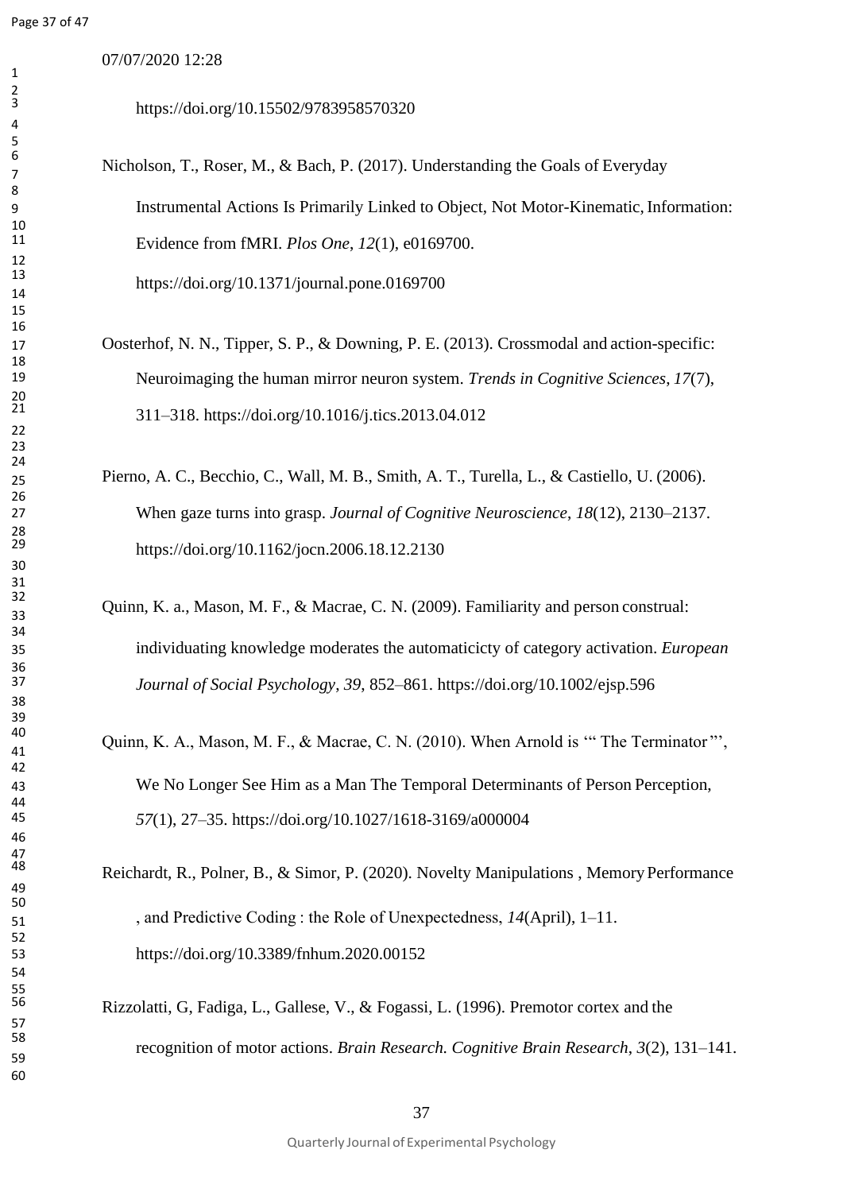07/07/2020 12:28

https://doi.org/10.15502/9783958570320

Nicholson, T., Roser, M., & Bach, P. (2017). Understanding the Goals of Everyday Instrumental Actions Is Primarily Linked to Object, Not Motor-Kinematic, Information: Evidence from fMRI. *Plos One*, *12*(1), e0169700. https://doi.org/10.1371/journal.pone.0169700

Oosterhof, N. N., Tipper, S. P., & Downing, P. E. (2013). Crossmodal and action-specific: Neuroimaging the human mirror neuron system. *Trends in Cognitive Sciences*, *17*(7), 311–318. https://doi.org/10.1016/j.tics.2013.04.012

Pierno, A. C., Becchio, C., Wall, M. B., Smith, A. T., Turella, L., & Castiello, U. (2006). When gaze turns into grasp. *Journal of Cognitive Neuroscience*, *18*(12), 2130–2137. https://doi.org/10.1162/jocn.2006.18.12.2130

Quinn, K. a., Mason, M. F., & Macrae, C. N. (2009). Familiarity and person construal: individuating knowledge moderates the automaticicty of category activation. *European Journal of Social Psychology*, *39*, 852–861. https://doi.org/10.1002/ejsp.596

Quinn, K. A., Mason, M. F., & Macrae, C. N. (2010). When Arnold is '" The Terminator "', We No Longer See Him as a Man The Temporal Determinants of Person Perception, *57*(1), 27–35. https://doi.org/10.1027/1618-3169/a000004

Reichardt, R., Polner, B., & Simor, P. (2020). Novelty Manipulations , Memory Performance , and Predictive Coding : the Role of Unexpectedness, *14*(April), 1–11. https://doi.org/10.3389/fnhum.2020.00152

Rizzolatti, G, Fadiga, L., Gallese, V., & Fogassi, L. (1996). Premotor cortex and the recognition of motor actions. *Brain Research. Cognitive Brain Research*, *3*(2), 131–141.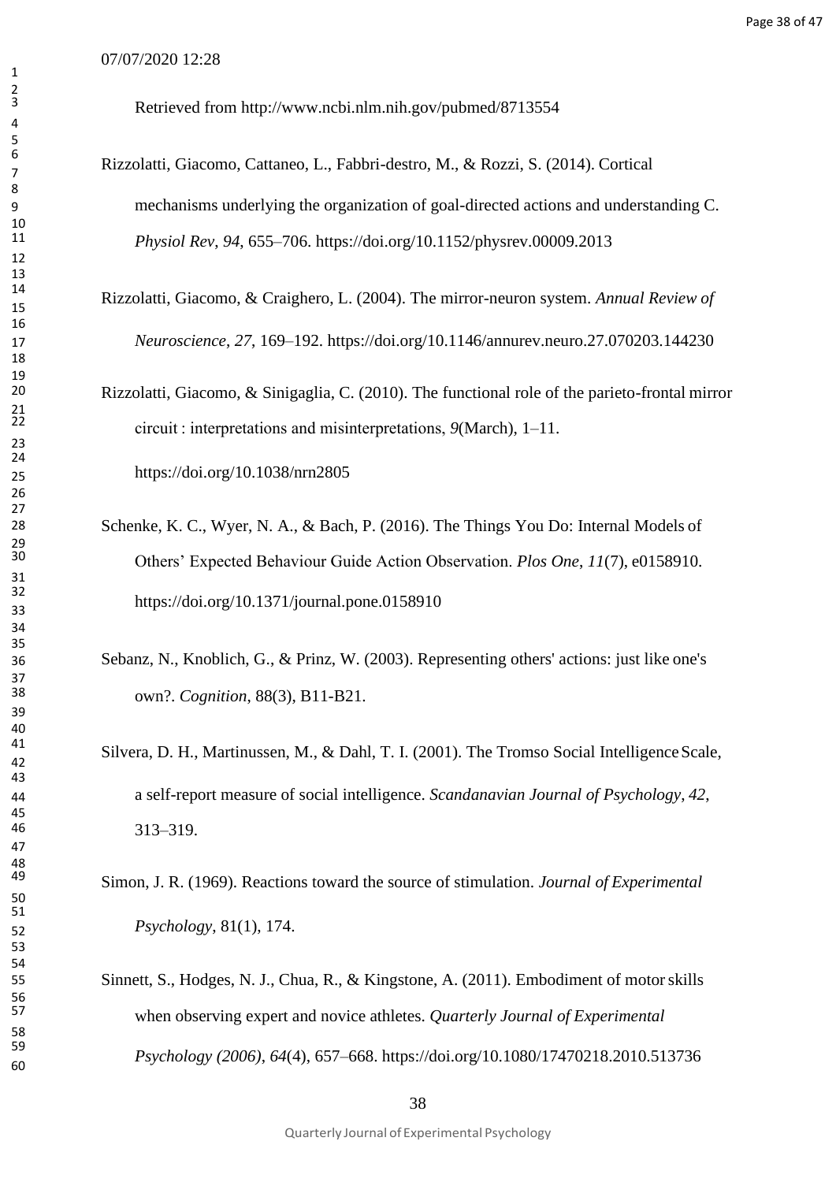Retrieved from http://www.ncbi.nlm.nih.gov/pubmed/8713554

Rizzolatti, Giacomo, Cattaneo, L., Fabbri-destro, M., & Rozzi, S. (2014). Cortical mechanisms underlying the organization of goal-directed actions and understanding C. *Physiol Rev*, *94*, 655–706. https://doi.org/10.1152/physrev.00009.2013

Rizzolatti, Giacomo, & Craighero, L. (2004). The mirror-neuron system. *Annual Review of Neuroscience*, *27*, 169–192. https://doi.org/10.1146/annurev.neuro.27.070203.144230

Rizzolatti, Giacomo, & Sinigaglia, C. (2010). The functional role of the parieto-frontal mirror circuit : interpretations and misinterpretations, *9*(March), 1–11. https://doi.org/10.1038/nrn2805

Schenke, K. C., Wyer, N. A., & Bach, P. (2016). The Things You Do: Internal Models of Others' Expected Behaviour Guide Action Observation. *Plos One*, *11*(7), e0158910. https://doi.org/10.1371/journal.pone.0158910

Sebanz, N., Knoblich, G., & Prinz, W. (2003). Representing others' actions: just like one's own?. *Cognition*, 88(3), B11-B21.

Silvera, D. H., Martinussen, M., & Dahl, T. I. (2001). The Tromso Social Intelligence Scale, a self-report measure of social intelligence. *Scandanavian Journal of Psychology*, *42*, 313–319.

Simon, J. R. (1969). Reactions toward the source of stimulation. *Journal of Experimental Psychology*, 81(1), 174.

Sinnett, S., Hodges, N. J., Chua, R., & Kingstone, A. (2011). Embodiment of motor skills when observing expert and novice athletes. *Quarterly Journal of Experimental Psychology (2006)*, *64*(4), 657–668. https://doi.org/10.1080/17470218.2010.513736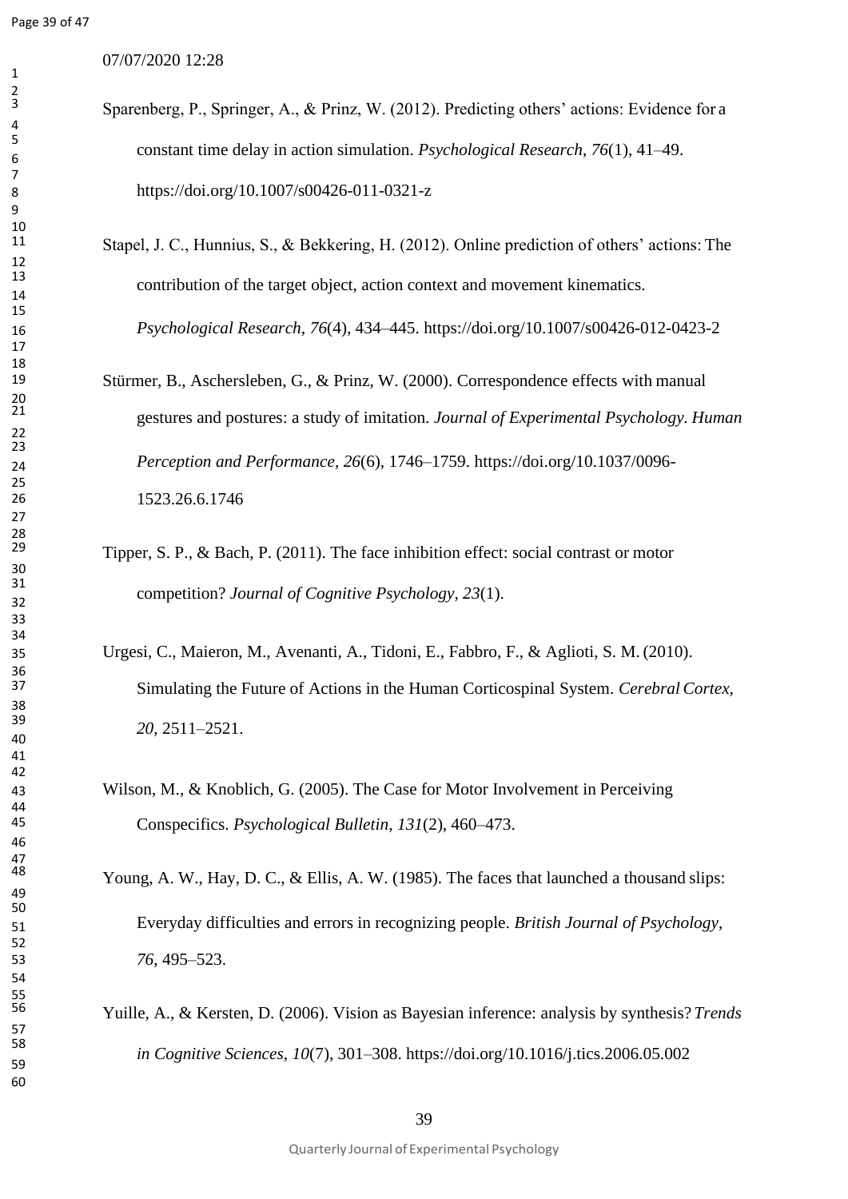07/07/2020 12:28

Sparenberg, P., Springer, A., & Prinz, W. (2012). Predicting others' actions: Evidence for a constant time delay in action simulation. *Psychological Research*, *76*(1), 41–49. https://doi.org/10.1007/s00426-011-0321-z

Stapel, J. C., Hunnius, S., & Bekkering, H. (2012). Online prediction of others' actions: The contribution of the target object, action context and movement kinematics. *Psychological Research*, *76*(4), 434–445. https://doi.org/10.1007/s00426-012-0423-2

Stürmer, B., Aschersleben, G., & Prinz, W. (2000). Correspondence effects with manual gestures and postures: a study of imitation. *Journal of Experimental Psychology. Human Perception and Performance*, *26*(6), 1746–1759. https://doi.org/10.1037/0096-1523.26.6.1746

Tipper, S. P., & Bach, P. (2011). The face inhibition effect: social contrast or motor competition? *Journal of Cognitive Psychology*, *23*(1).

Urgesi, C., Maieron, M., Avenanti, A., Tidoni, E., Fabbro, F., & Aglioti, S. M. (2010). Simulating the Future of Actions in the Human Corticospinal System. *Cerebral Cortex*, *20*, 2511–2521.

Wilson, M., & Knoblich, G. (2005). The Case for Motor Involvement in Perceiving Conspecifics. *Psychological Bulletin*, *131*(2), 460–473.

Young, A. W., Hay, D. C., & Ellis, A. W. (1985). The faces that launched a thousand slips: Everyday difficulties and errors in recognizing people. *British Journal of Psychology*, *76*, 495–523.

Yuille, A., & Kersten, D. (2006). Vision as Bayesian inference: analysis by synthesis? *Trends in Cognitive Sciences*, *10*(7), 301–308. https://doi.org/10.1016/j.tics.2006.05.002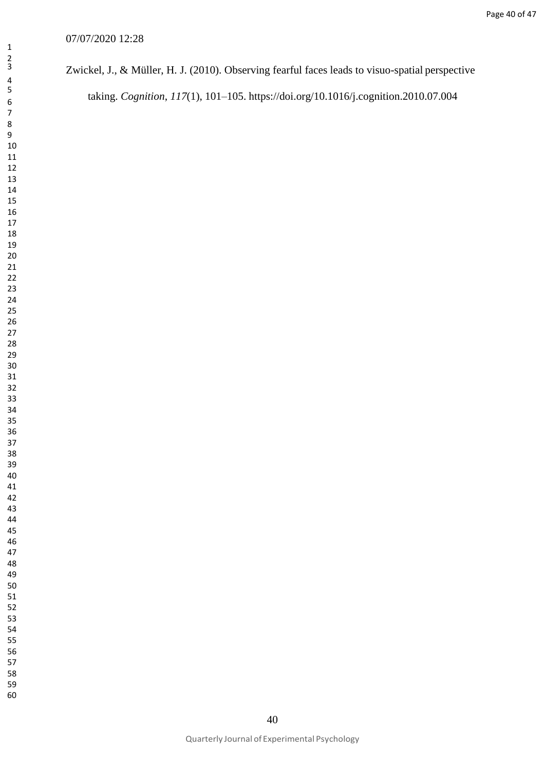Zwickel, J., & Müller, H. J. (2010). Observing fearful faces leads to visuo-spatial perspective taking. *Cognition*, *117*(1), 101–105. https://doi.org/10.1016/j.cognition.2010.07.004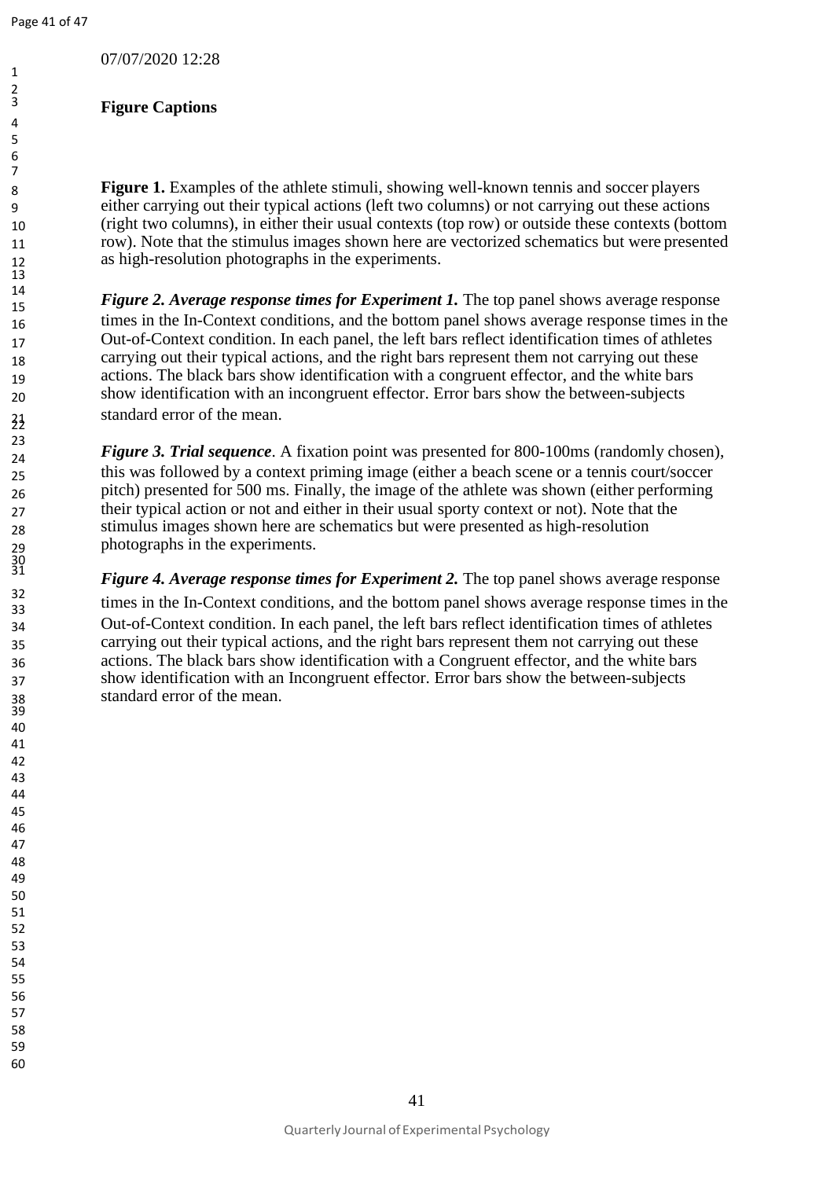07/07/2020 12:28

**Figure Captions**

**Figure 1.** Examples of the athlete stimuli, showing well-known tennis and soccer players either carrying out their typical actions (left two columns) or not carrying out these actions (right two columns), in either their usual contexts (top row) or outside these contexts (bottom row). Note that the stimulus images shown here are vectorized schematics but were presented as high-resolution photographs in the experiments.

***Figure 2. Average response times for Experiment 1.*** The top panel shows average response times in the In-Context conditions, and the bottom panel shows average response times in the Out-of-Context condition. In each panel, the left bars reflect identification times of athletes carrying out their typical actions, and the right bars represent them not carrying out these actions. The black bars show identification with a congruent effector, and the white bars show identification with an incongruent effector. Error bars show the between-subjects standard error of the mean.

***Figure 3. Trial sequence*.** A fixation point was presented for 800-100ms (randomly chosen), this was followed by a context priming image (either a beach scene or a tennis court/soccer pitch) presented for 500 ms. Finally, the image of the athlete was shown (either performing their typical action or not and either in their usual sporty context or not). Note that the stimulus images shown here are schematics but were presented as high-resolution photographs in the experiments.

***Figure 4. Average response times for Experiment 2.*** The top panel shows average response times in the In-Context conditions, and the bottom panel shows average response times in the Out-of-Context condition. In each panel, the left bars reflect identification times of athletes carrying out their typical actions, and the right bars represent them not carrying out these actions. The black bars show identification with a Congruent effector, and the white bars show identification with an Incongruent effector. Error bars show the between-subjects standard error of the mean.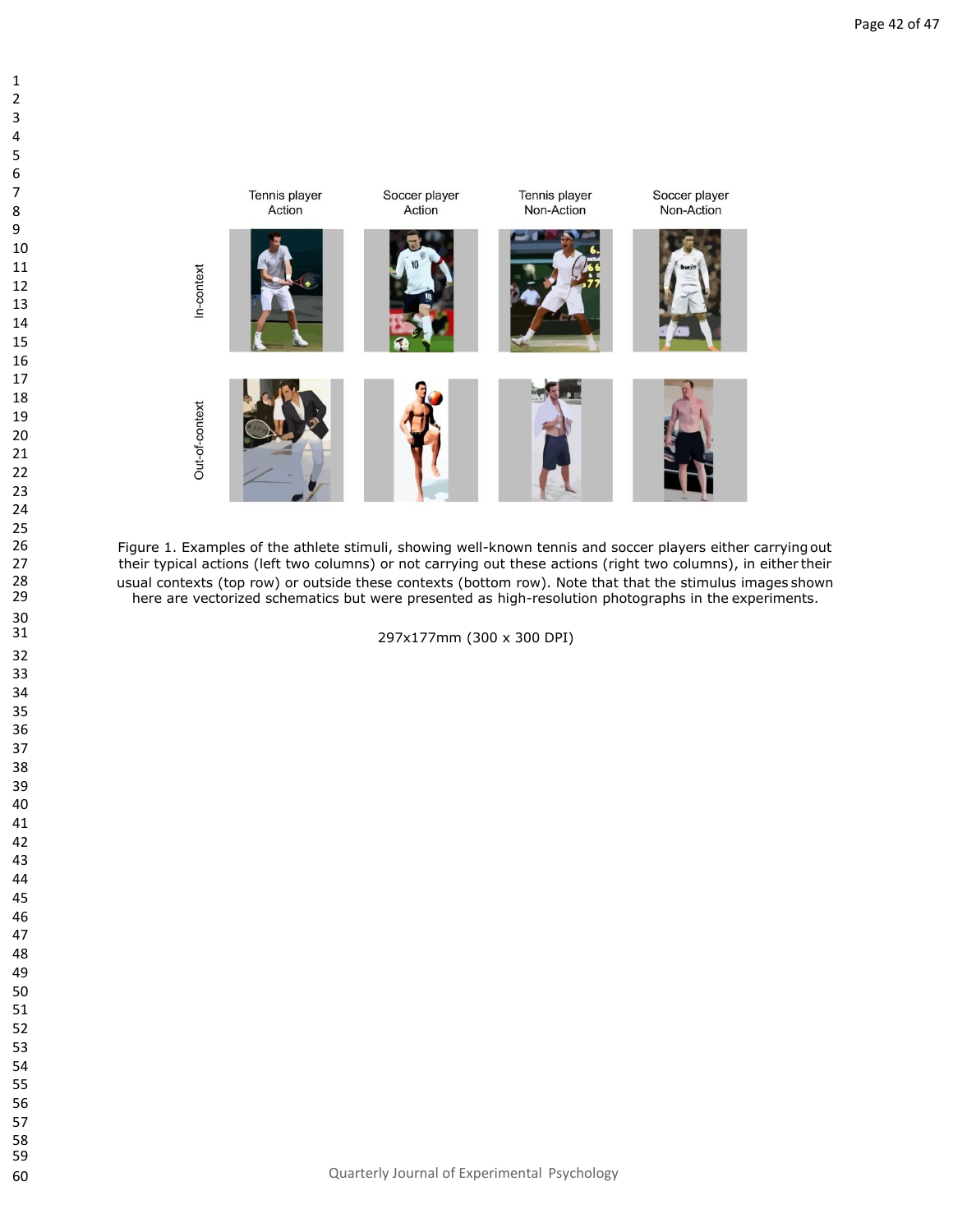Figure 1. Examples of the athlete stimuli, showing well-known tennis and soccer players either carrying out their typical actions (left two columns) or not carrying out these actions (right two columns), in either their usual contexts (top row) or outside these contexts (bottom row). Note that that the stimulus images shown here are vectorized schematics but were presented as high-resolution photographs in the experiments.

297x177mm (300 x 300 DPI)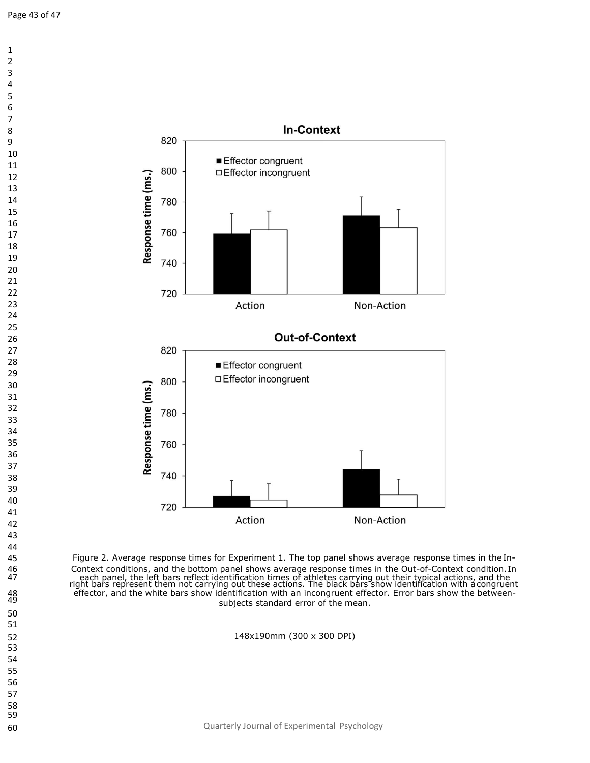Figure 2. Average response times for Experiment 1. The top panel shows average response times in the In-Context conditions, and the bottom panel shows average response times in the Out-of-Context condition. In each panel, the left bars reflect identification times of athletes carrying out their typical actions, and the right bars represent them not carrying out these actions. The black bars show identification with a congruent effector, and the white bars show identification with an incongruent effector. Error bars show the between-subjects standard error of the mean.

148x190mm (300 x 300 DPI)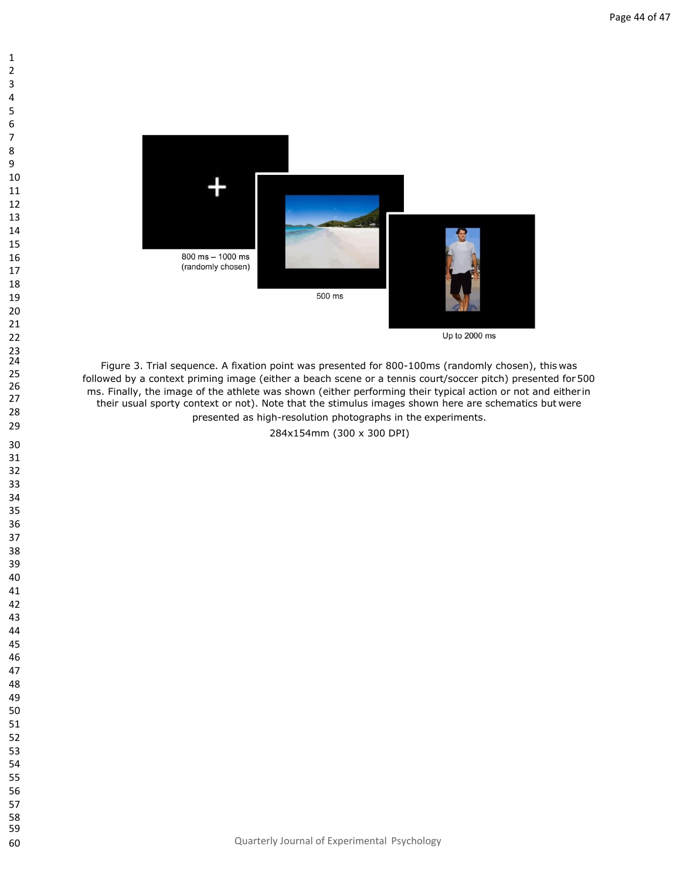800 ms – 1000 ms (randomly chosen)

500 ms

Up to 2000 ms

Figure 3. Trial sequence. A fixation point was presented for 800-100ms (randomly chosen), this was followed by a context priming image (either a beach scene or a tennis court/soccer pitch) presented for 500 ms. Finally, the image of the athlete was shown (either performing their typical action or not and either in their usual sporty context or not). Note that the stimulus images shown here are schematics but were presented as high-resolution photographs in the experiments.

284x154mm (300 x 300 DPI)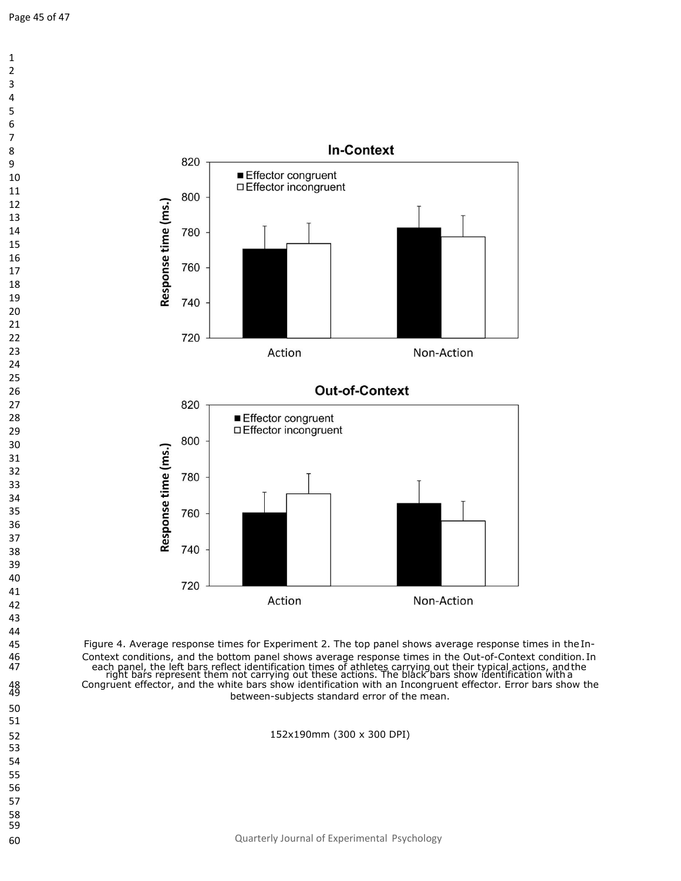Figure 4. Average response times for Experiment 2. The top panel shows average response times in the In-Context conditions, and the bottom panel shows average response times in the Out-of-Context condition. In each panel, the left bars reflect identification times of athletes carrying out their typical actions, and the right bars represent them not carrying out these actions. The black bars show identification with a Congruent effector, and the white bars show identification with an Incongruent effector. Error bars show the between-subjects standard error of the mean.

152x190mm (300 x 300 DPI)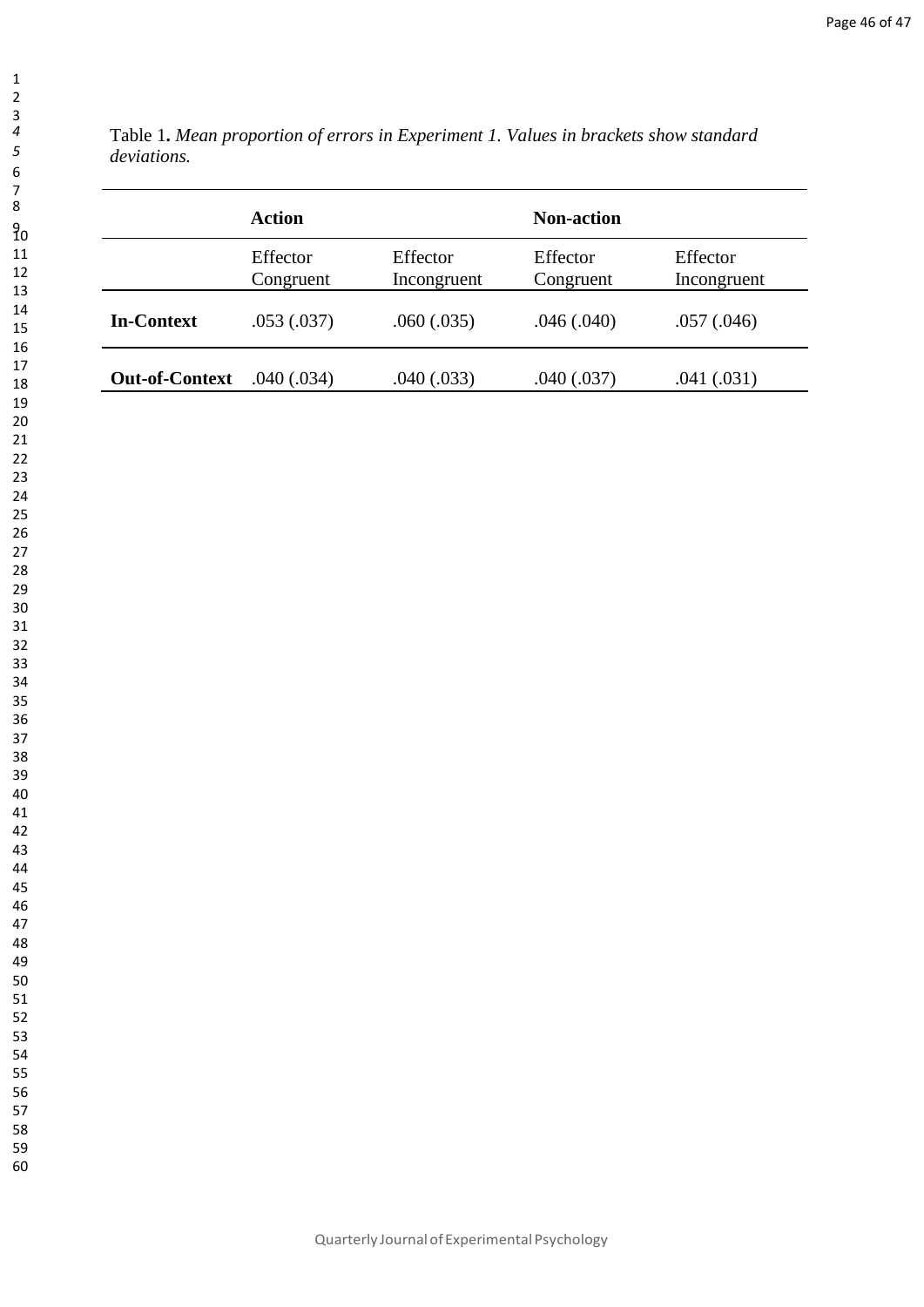Table 1**.** *Mean proportion of errors in Experiment 1. Values in brackets show standard deviations.*

| | **Action** | | **Non-action** | |
|---|---|---|---|---|
| | Effector Congruent | Effector Incongruent | Effector Congruent | Effector Incongruent |
| **In-Context** | .053 (.037) | .060 (.035) | .046 (.040) | .057 (.046) |
| **Out-of-Context** | .040 (.034) | .040 (.033) | .040 (.037) | .041 (.031) |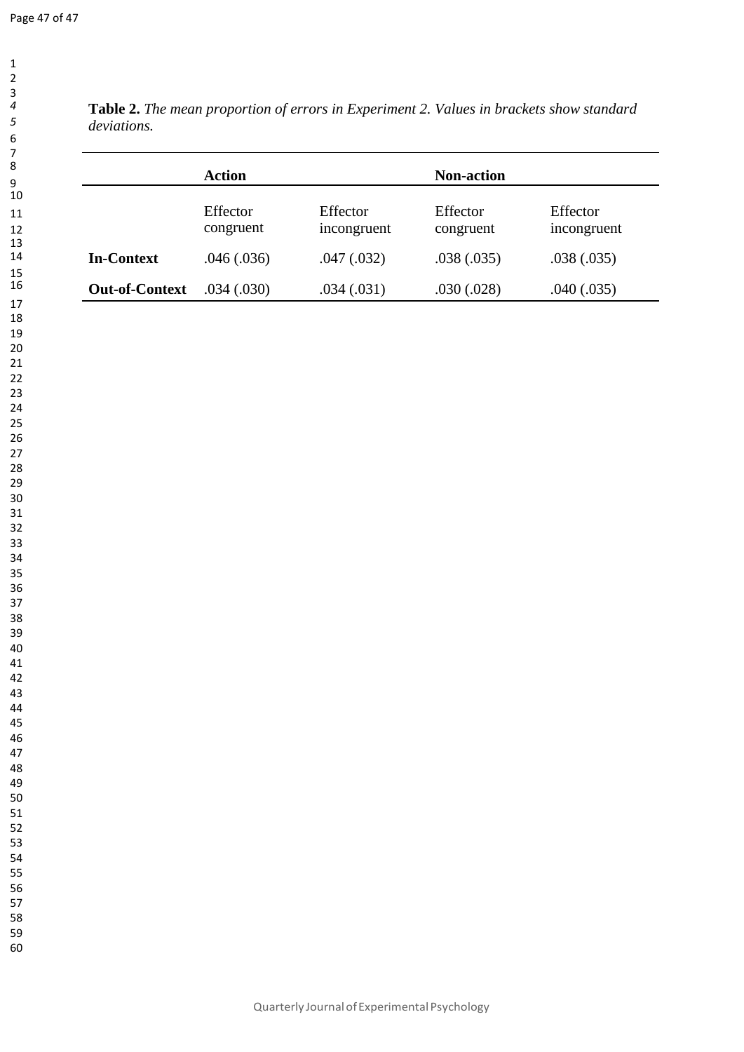**Table 2.** *The mean proportion of errors in Experiment 2. Values in brackets show standard deviations.*

| | **Action** | | **Non-action** | |
|---|---|---|---|---|
| | Effector congruent | Effector incongruent | Effector congruent | Effector incongruent |
| **In-Context** | .046 (.036) | .047 (.032) | .038 (.035) | .038 (.035) |
| **Out-of-Context** | .034 (.030) | .034 (.031) | .030 (.028) | .040 (.035) |